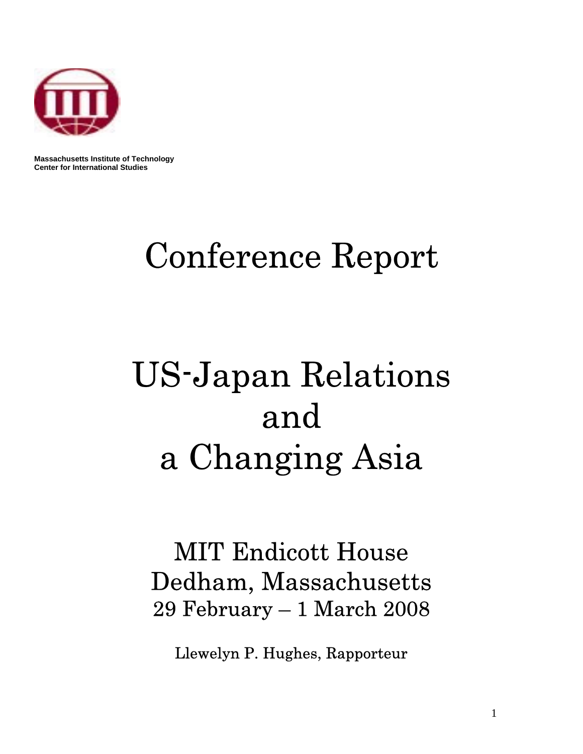**Massachusetts Institute of Technology**
**Center for International Studies**

# Conference Report

# US-Japan Relations and a Changing Asia

## MIT Endicott House
## Dedham, Massachusetts
## 29 February – 1 March 2008

Llewelyn P. Hughes, Rapporteur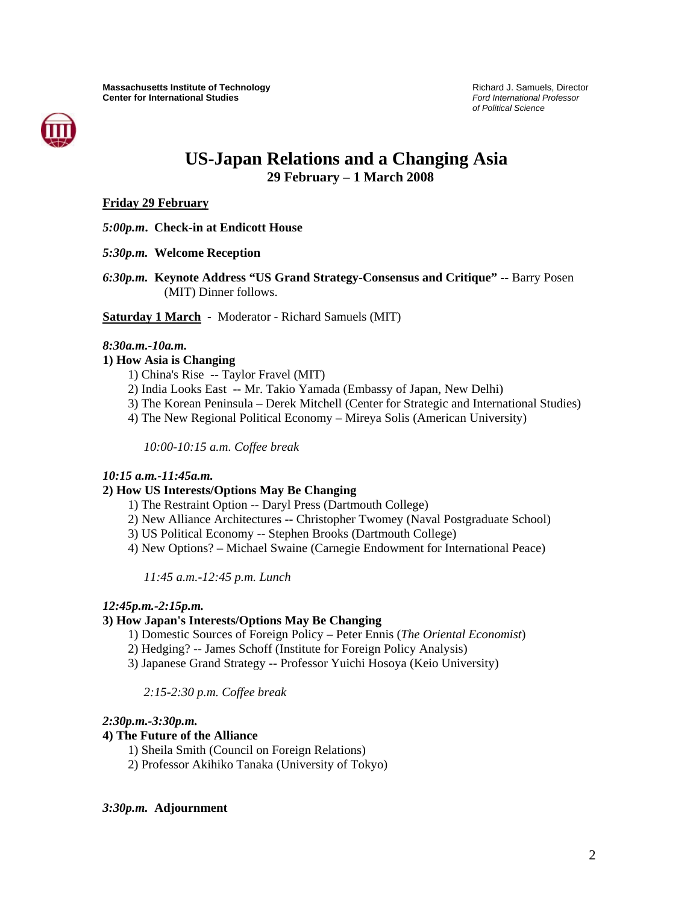**Massachusetts Institute of Technology**
**Center for International Studies**

Richard J. Samuels, Director
*Ford International Professor*
*of Political Science*

# US-Japan Relations and a Changing Asia

## 29 February – 1 March 2008

**Friday 29 February**

*5:00p.m*. **Check-in at Endicott House**

*5:30p.m.* **Welcome Reception**

*6:30p.m.* **Keynote Address "US Grand Strategy-Consensus and Critique" --** Barry Posen (MIT) Dinner follows.

**Saturday 1 March** - Moderator - Richard Samuels (MIT)

*8:30a.m.-10a.m.*

**1) How Asia is Changing**

1) China's Rise -- Taylor Fravel (MIT)
2) India Looks East -- Mr. Takio Yamada (Embassy of Japan, New Delhi)
3) The Korean Peninsula – Derek Mitchell (Center for Strategic and International Studies)
4) The New Regional Political Economy – Mireya Solis (American University)

*10:00-10:15 a.m. Coffee break*

*10:15 a.m.-11:45a.m.*

**2) How US Interests/Options May Be Changing**

1) The Restraint Option -- Daryl Press (Dartmouth College)
2) New Alliance Architectures -- Christopher Twomey (Naval Postgraduate School)
3) US Political Economy -- Stephen Brooks (Dartmouth College)
4) New Options? – Michael Swaine (Carnegie Endowment for International Peace)

*11:45 a.m.-12:45 p.m. Lunch*

*12:45p.m.-2:15p.m.*

**3) How Japan's Interests/Options May Be Changing**

1) Domestic Sources of Foreign Policy – Peter Ennis (*The Oriental Economist*)
2) Hedging? -- James Schoff (Institute for Foreign Policy Analysis)
3) Japanese Grand Strategy -- Professor Yuichi Hosoya (Keio University)

*2:15-2:30 p.m. Coffee break*

*2:30p.m.-3:30p.m.*

**4) The Future of the Alliance**

1) Sheila Smith (Council on Foreign Relations)
2) Professor Akihiko Tanaka (University of Tokyo)

*3:30p.m.* **Adjournment**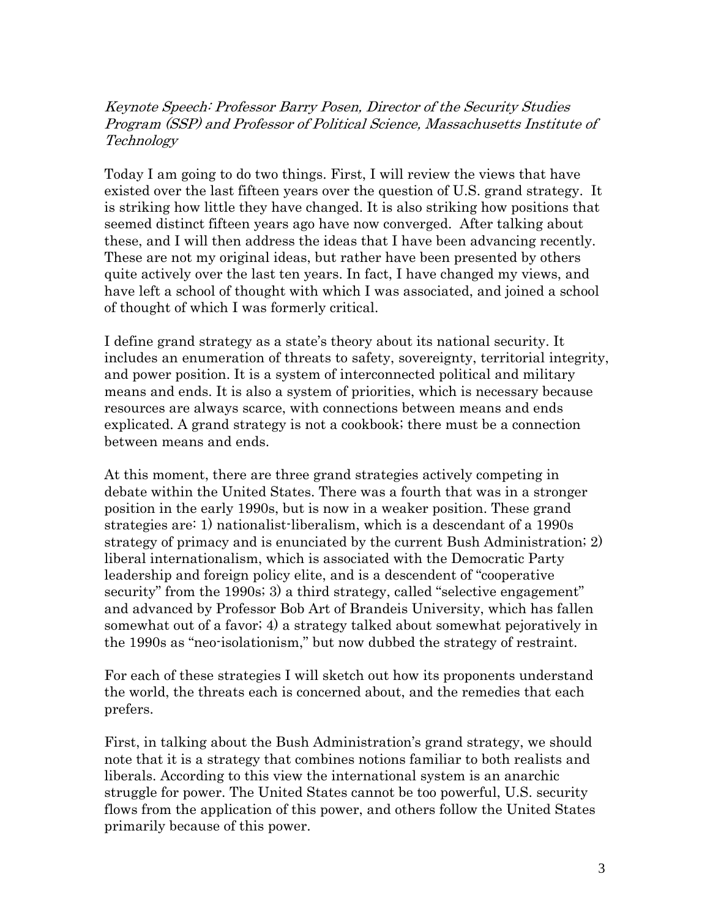*Keynote Speech: Professor Barry Posen, Director of the Security Studies Program (SSP) and Professor of Political Science, Massachusetts Institute of Technology*

Today I am going to do two things. First, I will review the views that have existed over the last fifteen years over the question of U.S. grand strategy. It is striking how little they have changed. It is also striking how positions that seemed distinct fifteen years ago have now converged. After talking about these, and I will then address the ideas that I have been advancing recently. These are not my original ideas, but rather have been presented by others quite actively over the last ten years. In fact, I have changed my views, and have left a school of thought with which I was associated, and joined a school of thought of which I was formerly critical.

I define grand strategy as a state's theory about its national security. It includes an enumeration of threats to safety, sovereignty, territorial integrity, and power position. It is a system of interconnected political and military means and ends. It is also a system of priorities, which is necessary because resources are always scarce, with connections between means and ends explicated. A grand strategy is not a cookbook; there must be a connection between means and ends.

At this moment, there are three grand strategies actively competing in debate within the United States. There was a fourth that was in a stronger position in the early 1990s, but is now in a weaker position. These grand strategies are: 1) nationalist-liberalism, which is a descendant of a 1990s strategy of primacy and is enunciated by the current Bush Administration; 2) liberal internationalism, which is associated with the Democratic Party leadership and foreign policy elite, and is a descendent of "cooperative security" from the 1990s; 3) a third strategy, called "selective engagement" and advanced by Professor Bob Art of Brandeis University, which has fallen somewhat out of a favor; 4) a strategy talked about somewhat pejoratively in the 1990s as "neo-isolationism," but now dubbed the strategy of restraint.

For each of these strategies I will sketch out how its proponents understand the world, the threats each is concerned about, and the remedies that each prefers.

First, in talking about the Bush Administration's grand strategy, we should note that it is a strategy that combines notions familiar to both realists and liberals. According to this view the international system is an anarchic struggle for power. The United States cannot be too powerful, U.S. security flows from the application of this power, and others follow the United States primarily because of this power.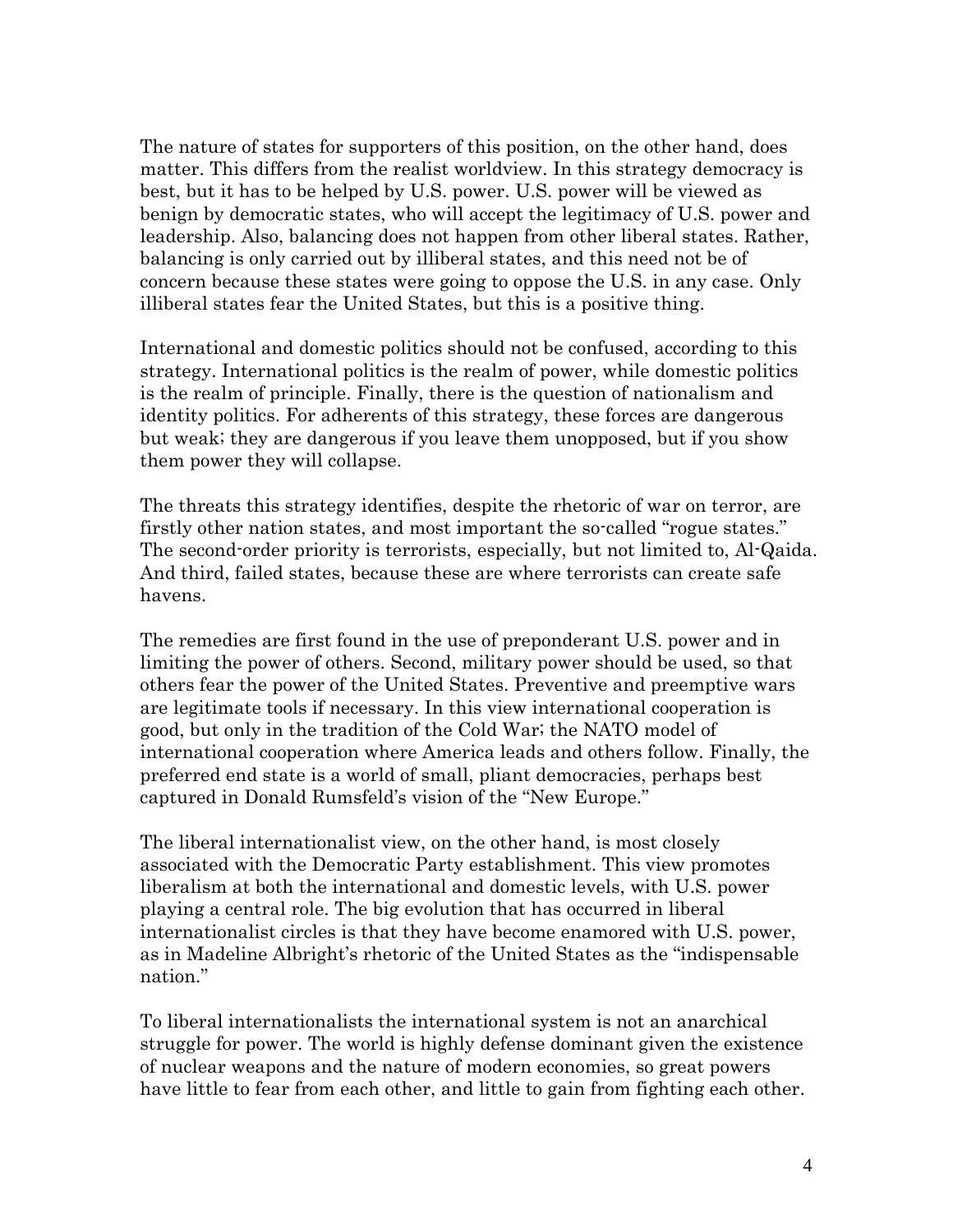The nature of states for supporters of this position, on the other hand, does matter. This differs from the realist worldview. In this strategy democracy is best, but it has to be helped by U.S. power. U.S. power will be viewed as benign by democratic states, who will accept the legitimacy of U.S. power and leadership. Also, balancing does not happen from other liberal states. Rather, balancing is only carried out by illiberal states, and this need not be of concern because these states were going to oppose the U.S. in any case. Only illiberal states fear the United States, but this is a positive thing.

International and domestic politics should not be confused, according to this strategy. International politics is the realm of power, while domestic politics is the realm of principle. Finally, there is the question of nationalism and identity politics. For adherents of this strategy, these forces are dangerous but weak; they are dangerous if you leave them unopposed, but if you show them power they will collapse.

The threats this strategy identifies, despite the rhetoric of war on terror, are firstly other nation states, and most important the so-called "rogue states." The second-order priority is terrorists, especially, but not limited to, Al-Qaida. And third, failed states, because these are where terrorists can create safe havens.

The remedies are first found in the use of preponderant U.S. power and in limiting the power of others. Second, military power should be used, so that others fear the power of the United States. Preventive and preemptive wars are legitimate tools if necessary. In this view international cooperation is good, but only in the tradition of the Cold War; the NATO model of international cooperation where America leads and others follow. Finally, the preferred end state is a world of small, pliant democracies, perhaps best captured in Donald Rumsfeld's vision of the "New Europe."

The liberal internationalist view, on the other hand, is most closely associated with the Democratic Party establishment. This view promotes liberalism at both the international and domestic levels, with U.S. power playing a central role. The big evolution that has occurred in liberal internationalist circles is that they have become enamored with U.S. power, as in Madeline Albright's rhetoric of the United States as the "indispensable nation."

To liberal internationalists the international system is not an anarchical struggle for power. The world is highly defense dominant given the existence of nuclear weapons and the nature of modern economies, so great powers have little to fear from each other, and little to gain from fighting each other.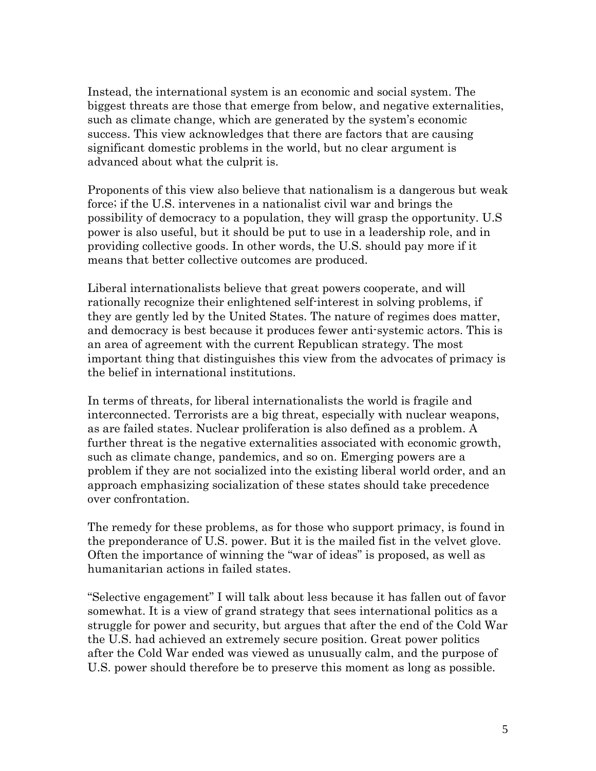Instead, the international system is an economic and social system. The biggest threats are those that emerge from below, and negative externalities, such as climate change, which are generated by the system's economic success. This view acknowledges that there are factors that are causing significant domestic problems in the world, but no clear argument is advanced about what the culprit is.

Proponents of this view also believe that nationalism is a dangerous but weak force; if the U.S. intervenes in a nationalist civil war and brings the possibility of democracy to a population, they will grasp the opportunity. U.S power is also useful, but it should be put to use in a leadership role, and in providing collective goods. In other words, the U.S. should pay more if it means that better collective outcomes are produced.

Liberal internationalists believe that great powers cooperate, and will rationally recognize their enlightened self-interest in solving problems, if they are gently led by the United States. The nature of regimes does matter, and democracy is best because it produces fewer anti-systemic actors. This is an area of agreement with the current Republican strategy. The most important thing that distinguishes this view from the advocates of primacy is the belief in international institutions.

In terms of threats, for liberal internationalists the world is fragile and interconnected. Terrorists are a big threat, especially with nuclear weapons, as are failed states. Nuclear proliferation is also defined as a problem. A further threat is the negative externalities associated with economic growth, such as climate change, pandemics, and so on. Emerging powers are a problem if they are not socialized into the existing liberal world order, and an approach emphasizing socialization of these states should take precedence over confrontation.

The remedy for these problems, as for those who support primacy, is found in the preponderance of U.S. power. But it is the mailed fist in the velvet glove. Often the importance of winning the "war of ideas" is proposed, as well as humanitarian actions in failed states.

"Selective engagement" I will talk about less because it has fallen out of favor somewhat. It is a view of grand strategy that sees international politics as a struggle for power and security, but argues that after the end of the Cold War the U.S. had achieved an extremely secure position. Great power politics after the Cold War ended was viewed as unusually calm, and the purpose of U.S. power should therefore be to preserve this moment as long as possible.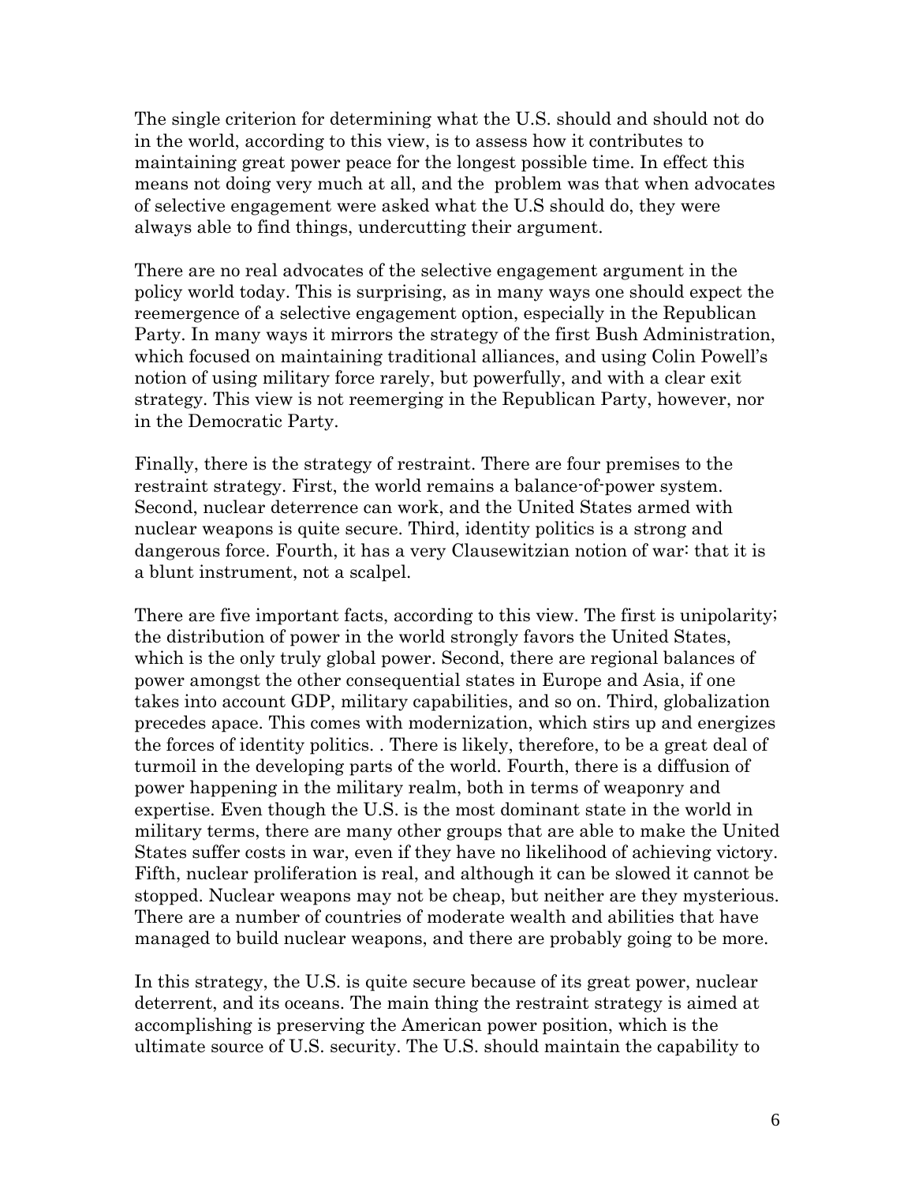The single criterion for determining what the U.S. should and should not do in the world, according to this view, is to assess how it contributes to maintaining great power peace for the longest possible time. In effect this means not doing very much at all, and the problem was that when advocates of selective engagement were asked what the U.S should do, they were always able to find things, undercutting their argument.

There are no real advocates of the selective engagement argument in the policy world today. This is surprising, as in many ways one should expect the reemergence of a selective engagement option, especially in the Republican Party. In many ways it mirrors the strategy of the first Bush Administration, which focused on maintaining traditional alliances, and using Colin Powell's notion of using military force rarely, but powerfully, and with a clear exit strategy. This view is not reemerging in the Republican Party, however, nor in the Democratic Party.

Finally, there is the strategy of restraint. There are four premises to the restraint strategy. First, the world remains a balance-of-power system. Second, nuclear deterrence can work, and the United States armed with nuclear weapons is quite secure. Third, identity politics is a strong and dangerous force. Fourth, it has a very Clausewitzian notion of war: that it is a blunt instrument, not a scalpel.

There are five important facts, according to this view. The first is unipolarity; the distribution of power in the world strongly favors the United States, which is the only truly global power. Second, there are regional balances of power amongst the other consequential states in Europe and Asia, if one takes into account GDP, military capabilities, and so on. Third, globalization precedes apace. This comes with modernization, which stirs up and energizes the forces of identity politics. . There is likely, therefore, to be a great deal of turmoil in the developing parts of the world. Fourth, there is a diffusion of power happening in the military realm, both in terms of weaponry and expertise. Even though the U.S. is the most dominant state in the world in military terms, there are many other groups that are able to make the United States suffer costs in war, even if they have no likelihood of achieving victory. Fifth, nuclear proliferation is real, and although it can be slowed it cannot be stopped. Nuclear weapons may not be cheap, but neither are they mysterious. There are a number of countries of moderate wealth and abilities that have managed to build nuclear weapons, and there are probably going to be more.

In this strategy, the U.S. is quite secure because of its great power, nuclear deterrent, and its oceans. The main thing the restraint strategy is aimed at accomplishing is preserving the American power position, which is the ultimate source of U.S. security. The U.S. should maintain the capability to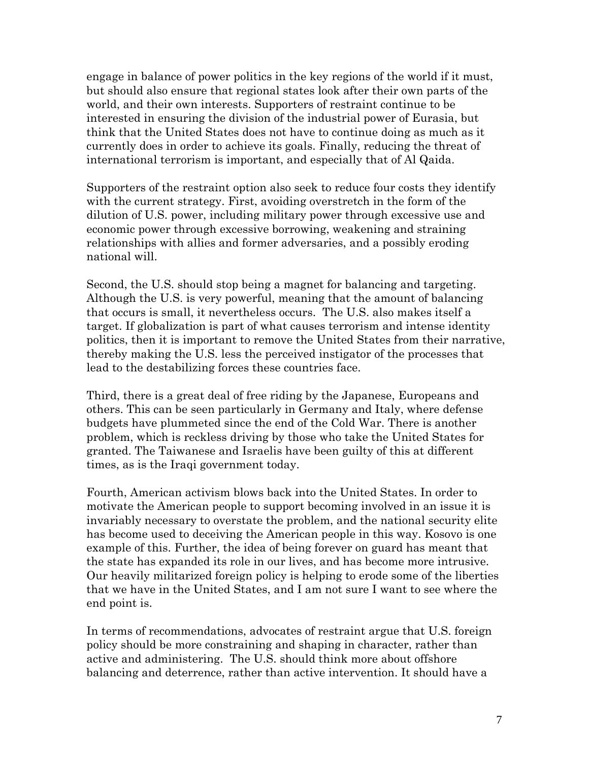engage in balance of power politics in the key regions of the world if it must, but should also ensure that regional states look after their own parts of the world, and their own interests. Supporters of restraint continue to be interested in ensuring the division of the industrial power of Eurasia, but think that the United States does not have to continue doing as much as it currently does in order to achieve its goals. Finally, reducing the threat of international terrorism is important, and especially that of Al Qaida.

Supporters of the restraint option also seek to reduce four costs they identify with the current strategy. First, avoiding overstretch in the form of the dilution of U.S. power, including military power through excessive use and economic power through excessive borrowing, weakening and straining relationships with allies and former adversaries, and a possibly eroding national will.

Second, the U.S. should stop being a magnet for balancing and targeting. Although the U.S. is very powerful, meaning that the amount of balancing that occurs is small, it nevertheless occurs. The U.S. also makes itself a target. If globalization is part of what causes terrorism and intense identity politics, then it is important to remove the United States from their narrative, thereby making the U.S. less the perceived instigator of the processes that lead to the destabilizing forces these countries face.

Third, there is a great deal of free riding by the Japanese, Europeans and others. This can be seen particularly in Germany and Italy, where defense budgets have plummeted since the end of the Cold War. There is another problem, which is reckless driving by those who take the United States for granted. The Taiwanese and Israelis have been guilty of this at different times, as is the Iraqi government today.

Fourth, American activism blows back into the United States. In order to motivate the American people to support becoming involved in an issue it is invariably necessary to overstate the problem, and the national security elite has become used to deceiving the American people in this way. Kosovo is one example of this. Further, the idea of being forever on guard has meant that the state has expanded its role in our lives, and has become more intrusive. Our heavily militarized foreign policy is helping to erode some of the liberties that we have in the United States, and I am not sure I want to see where the end point is.

In terms of recommendations, advocates of restraint argue that U.S. foreign policy should be more constraining and shaping in character, rather than active and administering. The U.S. should think more about offshore balancing and deterrence, rather than active intervention. It should have a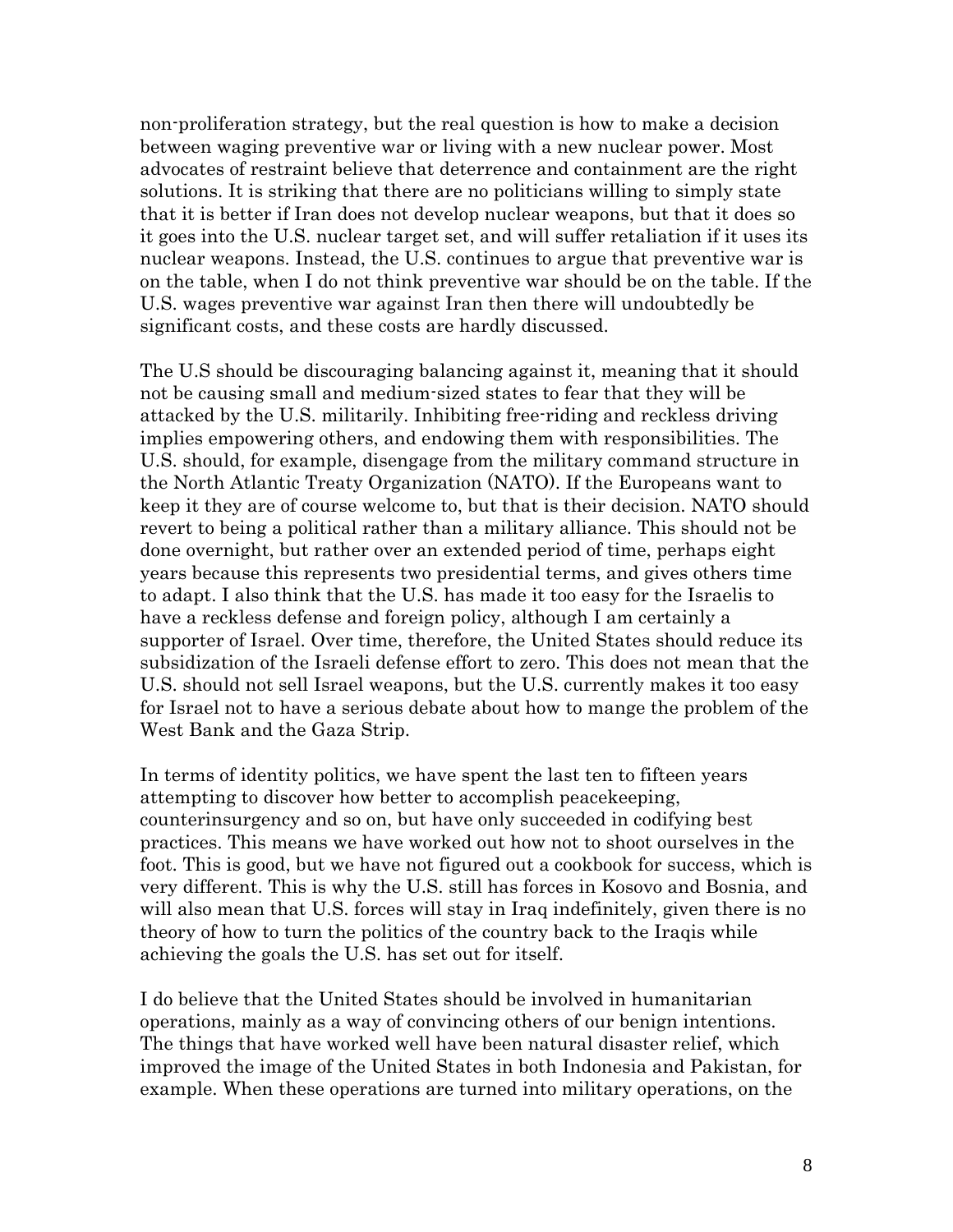non-proliferation strategy, but the real question is how to make a decision between waging preventive war or living with a new nuclear power. Most advocates of restraint believe that deterrence and containment are the right solutions. It is striking that there are no politicians willing to simply state that it is better if Iran does not develop nuclear weapons, but that it does so it goes into the U.S. nuclear target set, and will suffer retaliation if it uses its nuclear weapons. Instead, the U.S. continues to argue that preventive war is on the table, when I do not think preventive war should be on the table. If the U.S. wages preventive war against Iran then there will undoubtedly be significant costs, and these costs are hardly discussed.

The U.S should be discouraging balancing against it, meaning that it should not be causing small and medium-sized states to fear that they will be attacked by the U.S. militarily. Inhibiting free-riding and reckless driving implies empowering others, and endowing them with responsibilities. The U.S. should, for example, disengage from the military command structure in the North Atlantic Treaty Organization (NATO). If the Europeans want to keep it they are of course welcome to, but that is their decision. NATO should revert to being a political rather than a military alliance. This should not be done overnight, but rather over an extended period of time, perhaps eight years because this represents two presidential terms, and gives others time to adapt. I also think that the U.S. has made it too easy for the Israelis to have a reckless defense and foreign policy, although I am certainly a supporter of Israel. Over time, therefore, the United States should reduce its subsidization of the Israeli defense effort to zero. This does not mean that the U.S. should not sell Israel weapons, but the U.S. currently makes it too easy for Israel not to have a serious debate about how to mange the problem of the West Bank and the Gaza Strip.

In terms of identity politics, we have spent the last ten to fifteen years attempting to discover how better to accomplish peacekeeping, counterinsurgency and so on, but have only succeeded in codifying best practices. This means we have worked out how not to shoot ourselves in the foot. This is good, but we have not figured out a cookbook for success, which is very different. This is why the U.S. still has forces in Kosovo and Bosnia, and will also mean that U.S. forces will stay in Iraq indefinitely, given there is no theory of how to turn the politics of the country back to the Iraqis while achieving the goals the U.S. has set out for itself.

I do believe that the United States should be involved in humanitarian operations, mainly as a way of convincing others of our benign intentions. The things that have worked well have been natural disaster relief, which improved the image of the United States in both Indonesia and Pakistan, for example. When these operations are turned into military operations, on the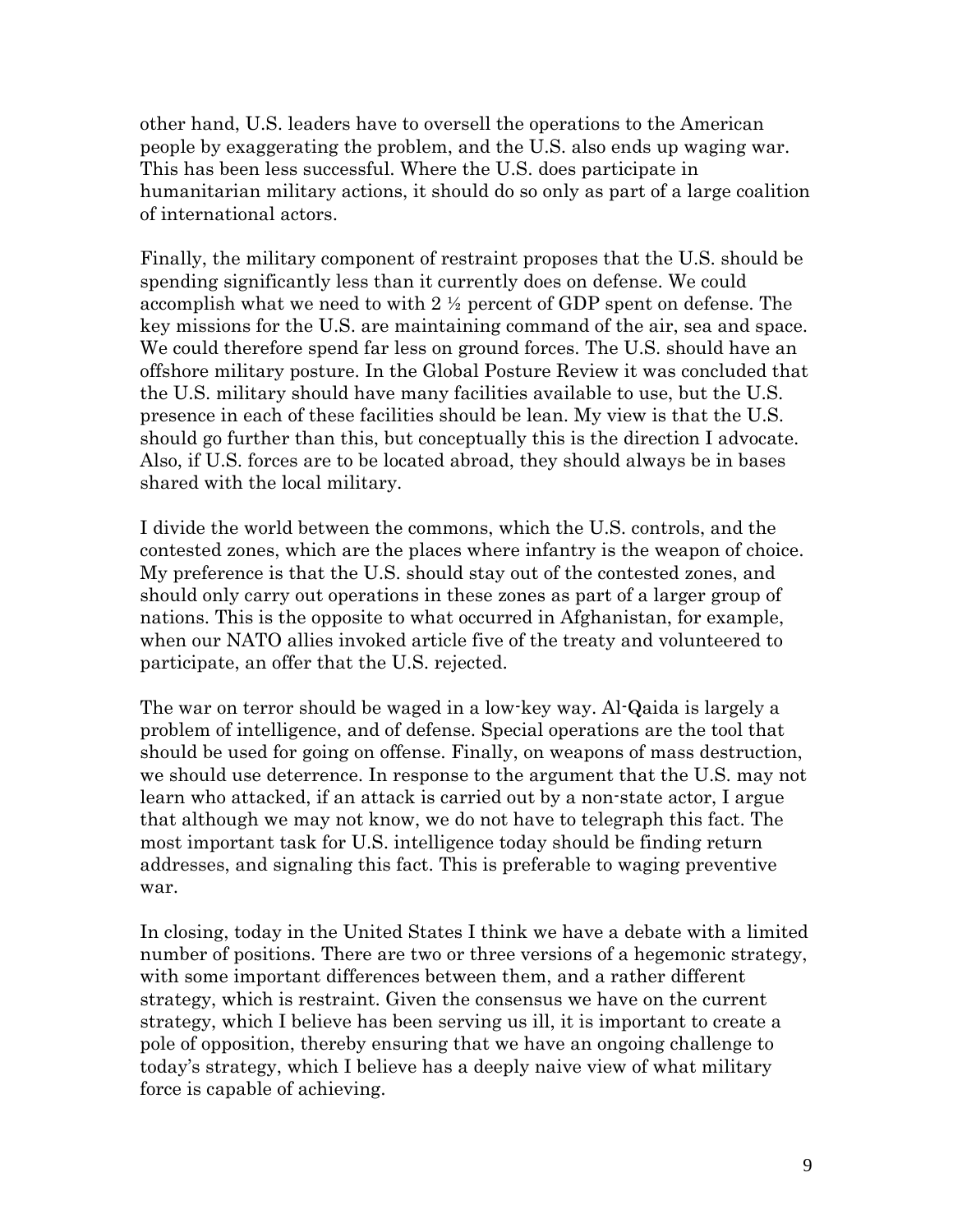other hand, U.S. leaders have to oversell the operations to the American people by exaggerating the problem, and the U.S. also ends up waging war. This has been less successful. Where the U.S. does participate in humanitarian military actions, it should do so only as part of a large coalition of international actors.

Finally, the military component of restraint proposes that the U.S. should be spending significantly less than it currently does on defense. We could accomplish what we need to with 2 ½ percent of GDP spent on defense. The key missions for the U.S. are maintaining command of the air, sea and space. We could therefore spend far less on ground forces. The U.S. should have an offshore military posture. In the Global Posture Review it was concluded that the U.S. military should have many facilities available to use, but the U.S. presence in each of these facilities should be lean. My view is that the U.S. should go further than this, but conceptually this is the direction I advocate. Also, if U.S. forces are to be located abroad, they should always be in bases shared with the local military.

I divide the world between the commons, which the U.S. controls, and the contested zones, which are the places where infantry is the weapon of choice. My preference is that the U.S. should stay out of the contested zones, and should only carry out operations in these zones as part of a larger group of nations. This is the opposite to what occurred in Afghanistan, for example, when our NATO allies invoked article five of the treaty and volunteered to participate, an offer that the U.S. rejected.

The war on terror should be waged in a low-key way. Al-Qaida is largely a problem of intelligence, and of defense. Special operations are the tool that should be used for going on offense. Finally, on weapons of mass destruction, we should use deterrence. In response to the argument that the U.S. may not learn who attacked, if an attack is carried out by a non-state actor, I argue that although we may not know, we do not have to telegraph this fact. The most important task for U.S. intelligence today should be finding return addresses, and signaling this fact. This is preferable to waging preventive war.

In closing, today in the United States I think we have a debate with a limited number of positions. There are two or three versions of a hegemonic strategy, with some important differences between them, and a rather different strategy, which is restraint. Given the consensus we have on the current strategy, which I believe has been serving us ill, it is important to create a pole of opposition, thereby ensuring that we have an ongoing challenge to today's strategy, which I believe has a deeply naive view of what military force is capable of achieving.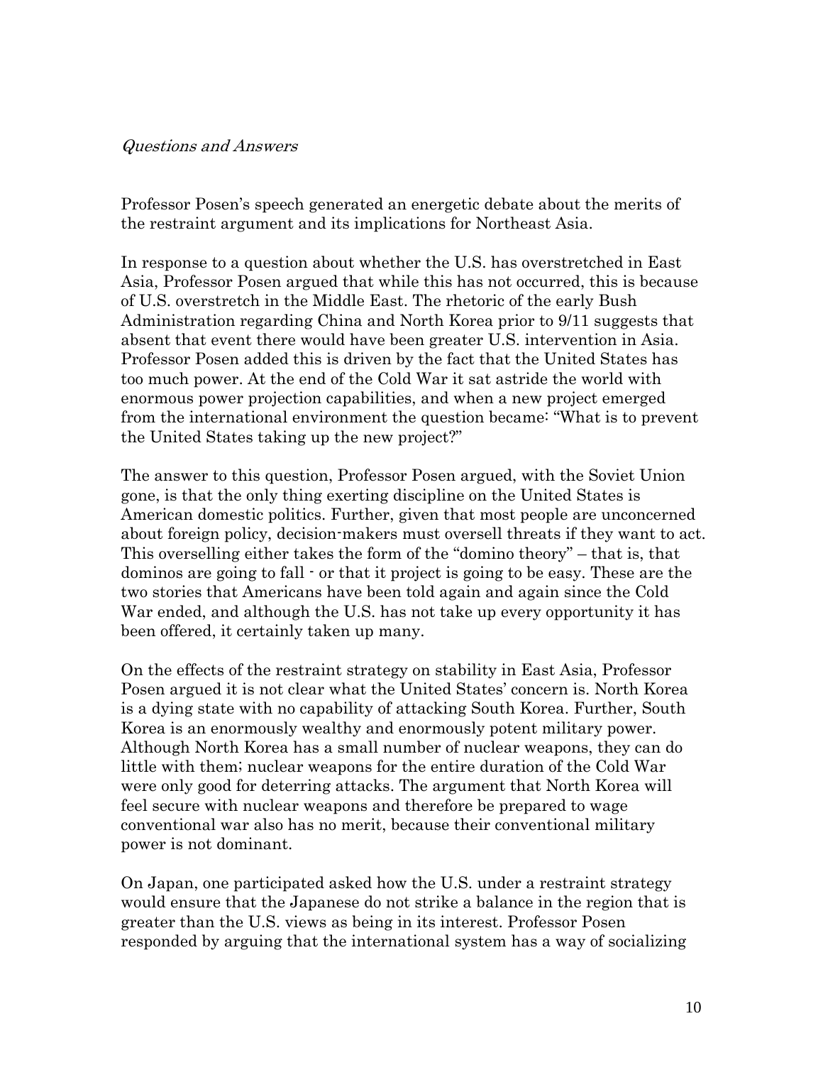*Questions and Answers*

Professor Posen's speech generated an energetic debate about the merits of the restraint argument and its implications for Northeast Asia.

In response to a question about whether the U.S. has overstretched in East Asia, Professor Posen argued that while this has not occurred, this is because of U.S. overstretch in the Middle East. The rhetoric of the early Bush Administration regarding China and North Korea prior to 9/11 suggests that absent that event there would have been greater U.S. intervention in Asia. Professor Posen added this is driven by the fact that the United States has too much power. At the end of the Cold War it sat astride the world with enormous power projection capabilities, and when a new project emerged from the international environment the question became: "What is to prevent the United States taking up the new project?"

The answer to this question, Professor Posen argued, with the Soviet Union gone, is that the only thing exerting discipline on the United States is American domestic politics. Further, given that most people are unconcerned about foreign policy, decision-makers must oversell threats if they want to act. This overselling either takes the form of the "domino theory" – that is, that dominos are going to fall - or that it project is going to be easy. These are the two stories that Americans have been told again and again since the Cold War ended, and although the U.S. has not take up every opportunity it has been offered, it certainly taken up many.

On the effects of the restraint strategy on stability in East Asia, Professor Posen argued it is not clear what the United States' concern is. North Korea is a dying state with no capability of attacking South Korea. Further, South Korea is an enormously wealthy and enormously potent military power. Although North Korea has a small number of nuclear weapons, they can do little with them; nuclear weapons for the entire duration of the Cold War were only good for deterring attacks. The argument that North Korea will feel secure with nuclear weapons and therefore be prepared to wage conventional war also has no merit, because their conventional military power is not dominant.

On Japan, one participated asked how the U.S. under a restraint strategy would ensure that the Japanese do not strike a balance in the region that is greater than the U.S. views as being in its interest. Professor Posen responded by arguing that the international system has a way of socializing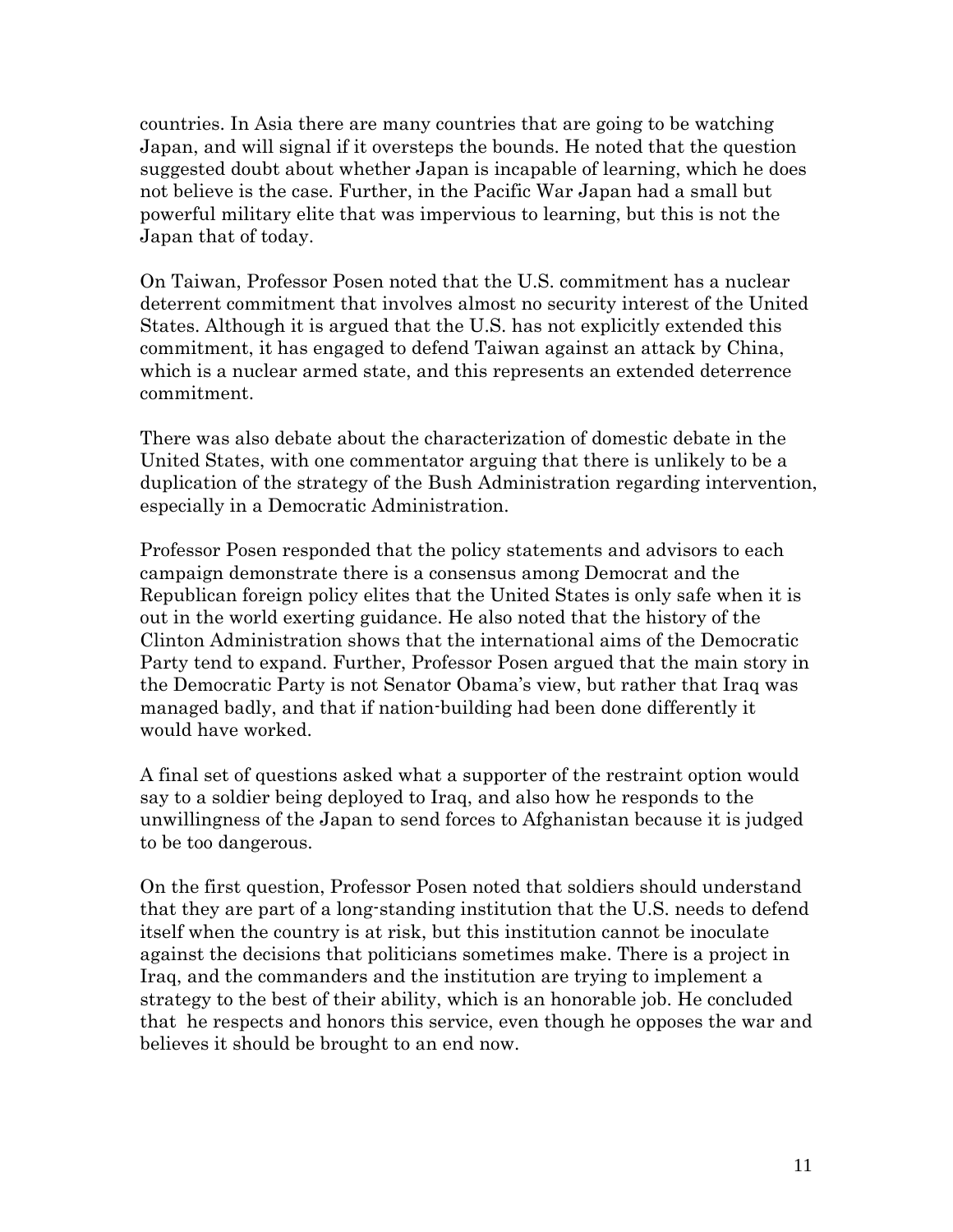countries. In Asia there are many countries that are going to be watching Japan, and will signal if it oversteps the bounds. He noted that the question suggested doubt about whether Japan is incapable of learning, which he does not believe is the case. Further, in the Pacific War Japan had a small but powerful military elite that was impervious to learning, but this is not the Japan that of today.

On Taiwan, Professor Posen noted that the U.S. commitment has a nuclear deterrent commitment that involves almost no security interest of the United States. Although it is argued that the U.S. has not explicitly extended this commitment, it has engaged to defend Taiwan against an attack by China, which is a nuclear armed state, and this represents an extended deterrence commitment.

There was also debate about the characterization of domestic debate in the United States, with one commentator arguing that there is unlikely to be a duplication of the strategy of the Bush Administration regarding intervention, especially in a Democratic Administration.

Professor Posen responded that the policy statements and advisors to each campaign demonstrate there is a consensus among Democrat and the Republican foreign policy elites that the United States is only safe when it is out in the world exerting guidance. He also noted that the history of the Clinton Administration shows that the international aims of the Democratic Party tend to expand. Further, Professor Posen argued that the main story in the Democratic Party is not Senator Obama's view, but rather that Iraq was managed badly, and that if nation-building had been done differently it would have worked.

A final set of questions asked what a supporter of the restraint option would say to a soldier being deployed to Iraq, and also how he responds to the unwillingness of the Japan to send forces to Afghanistan because it is judged to be too dangerous.

On the first question, Professor Posen noted that soldiers should understand that they are part of a long-standing institution that the U.S. needs to defend itself when the country is at risk, but this institution cannot be inoculate against the decisions that politicians sometimes make. There is a project in Iraq, and the commanders and the institution are trying to implement a strategy to the best of their ability, which is an honorable job. He concluded that he respects and honors this service, even though he opposes the war and believes it should be brought to an end now.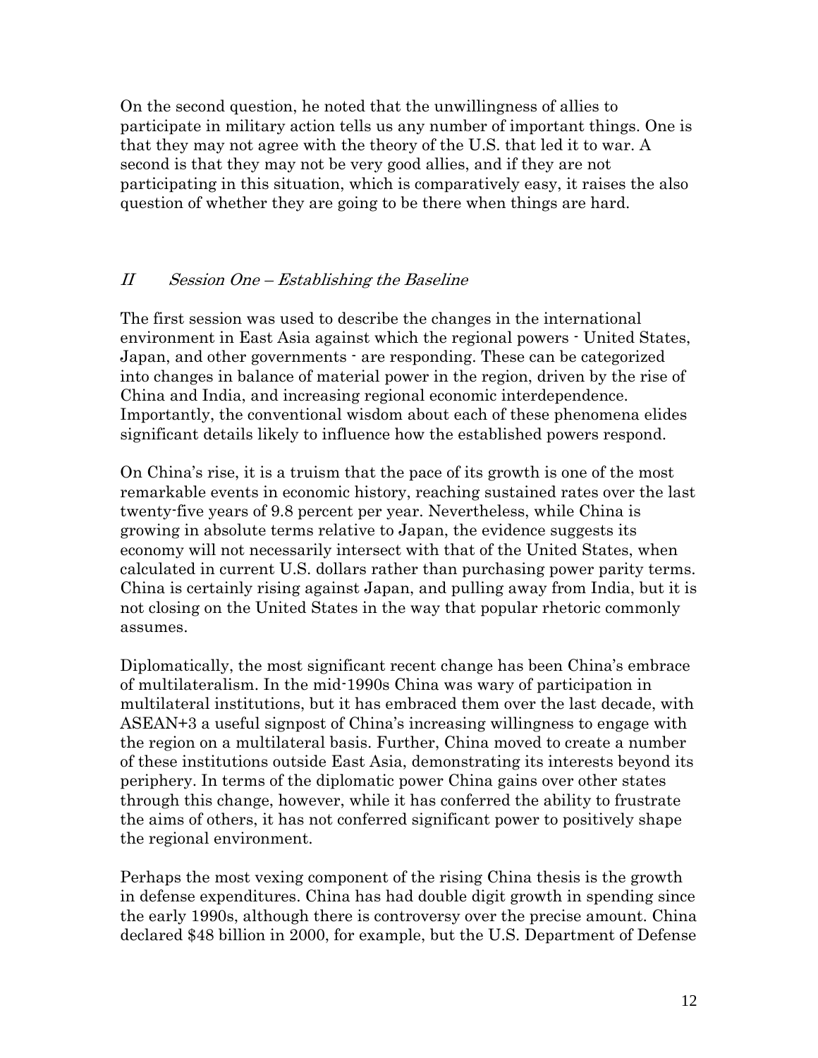On the second question, he noted that the unwillingness of allies to participate in military action tells us any number of important things. One is that they may not agree with the theory of the U.S. that led it to war. A second is that they may not be very good allies, and if they are not participating in this situation, which is comparatively easy, it raises the also question of whether they are going to be there when things are hard.

## *II Session One – Establishing the Baseline*

The first session was used to describe the changes in the international environment in East Asia against which the regional powers - United States, Japan, and other governments - are responding. These can be categorized into changes in balance of material power in the region, driven by the rise of China and India, and increasing regional economic interdependence. Importantly, the conventional wisdom about each of these phenomena elides significant details likely to influence how the established powers respond.

On China's rise, it is a truism that the pace of its growth is one of the most remarkable events in economic history, reaching sustained rates over the last twenty-five years of 9.8 percent per year. Nevertheless, while China is growing in absolute terms relative to Japan, the evidence suggests its economy will not necessarily intersect with that of the United States, when calculated in current U.S. dollars rather than purchasing power parity terms. China is certainly rising against Japan, and pulling away from India, but it is not closing on the United States in the way that popular rhetoric commonly assumes.

Diplomatically, the most significant recent change has been China's embrace of multilateralism. In the mid-1990s China was wary of participation in multilateral institutions, but it has embraced them over the last decade, with ASEAN+3 a useful signpost of China's increasing willingness to engage with the region on a multilateral basis. Further, China moved to create a number of these institutions outside East Asia, demonstrating its interests beyond its periphery. In terms of the diplomatic power China gains over other states through this change, however, while it has conferred the ability to frustrate the aims of others, it has not conferred significant power to positively shape the regional environment.

Perhaps the most vexing component of the rising China thesis is the growth in defense expenditures. China has had double digit growth in spending since the early 1990s, although there is controversy over the precise amount. China declared $48 billion in 2000, for example, but the U.S. Department of Defense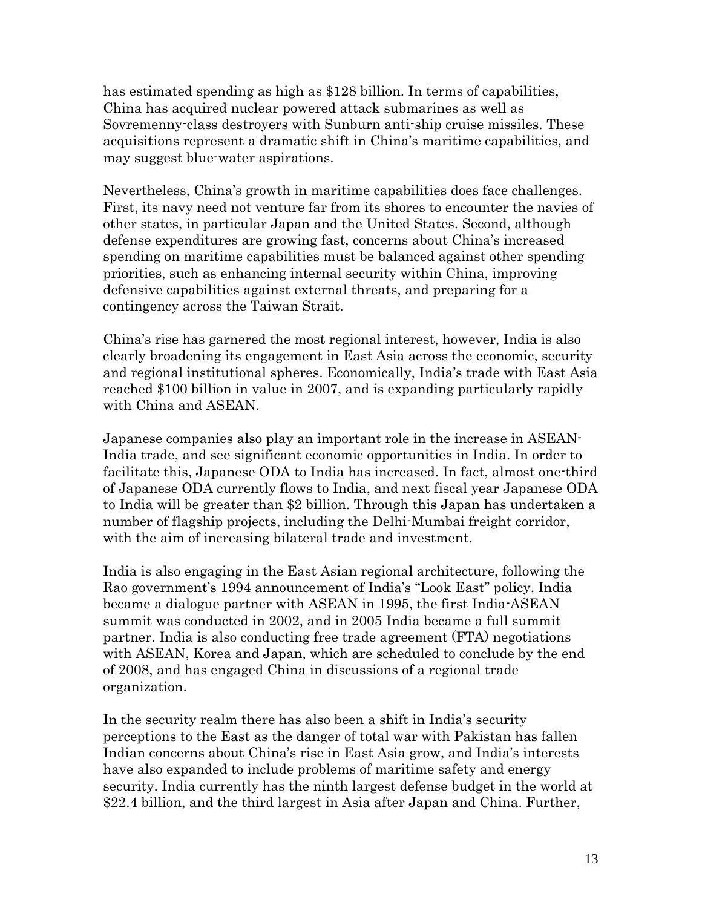has estimated spending as high as $128 billion. In terms of capabilities, China has acquired nuclear powered attack submarines as well as Sovremenny-class destroyers with Sunburn anti-ship cruise missiles. These acquisitions represent a dramatic shift in China's maritime capabilities, and may suggest blue-water aspirations.

Nevertheless, China's growth in maritime capabilities does face challenges. First, its navy need not venture far from its shores to encounter the navies of other states, in particular Japan and the United States. Second, although defense expenditures are growing fast, concerns about China's increased spending on maritime capabilities must be balanced against other spending priorities, such as enhancing internal security within China, improving defensive capabilities against external threats, and preparing for a contingency across the Taiwan Strait.

China's rise has garnered the most regional interest, however, India is also clearly broadening its engagement in East Asia across the economic, security and regional institutional spheres. Economically, India's trade with East Asia reached $100 billion in value in 2007, and is expanding particularly rapidly with China and ASEAN.

Japanese companies also play an important role in the increase in ASEAN-India trade, and see significant economic opportunities in India. In order to facilitate this, Japanese ODA to India has increased. In fact, almost one-third of Japanese ODA currently flows to India, and next fiscal year Japanese ODA to India will be greater than $2 billion. Through this Japan has undertaken a number of flagship projects, including the Delhi-Mumbai freight corridor, with the aim of increasing bilateral trade and investment.

India is also engaging in the East Asian regional architecture, following the Rao government's 1994 announcement of India's "Look East" policy. India became a dialogue partner with ASEAN in 1995, the first India-ASEAN summit was conducted in 2002, and in 2005 India became a full summit partner. India is also conducting free trade agreement (FTA) negotiations with ASEAN, Korea and Japan, which are scheduled to conclude by the end of 2008, and has engaged China in discussions of a regional trade organization.

In the security realm there has also been a shift in India's security perceptions to the East as the danger of total war with Pakistan has fallen Indian concerns about China's rise in East Asia grow, and India's interests have also expanded to include problems of maritime safety and energy security. India currently has the ninth largest defense budget in the world at $22.4 billion, and the third largest in Asia after Japan and China. Further,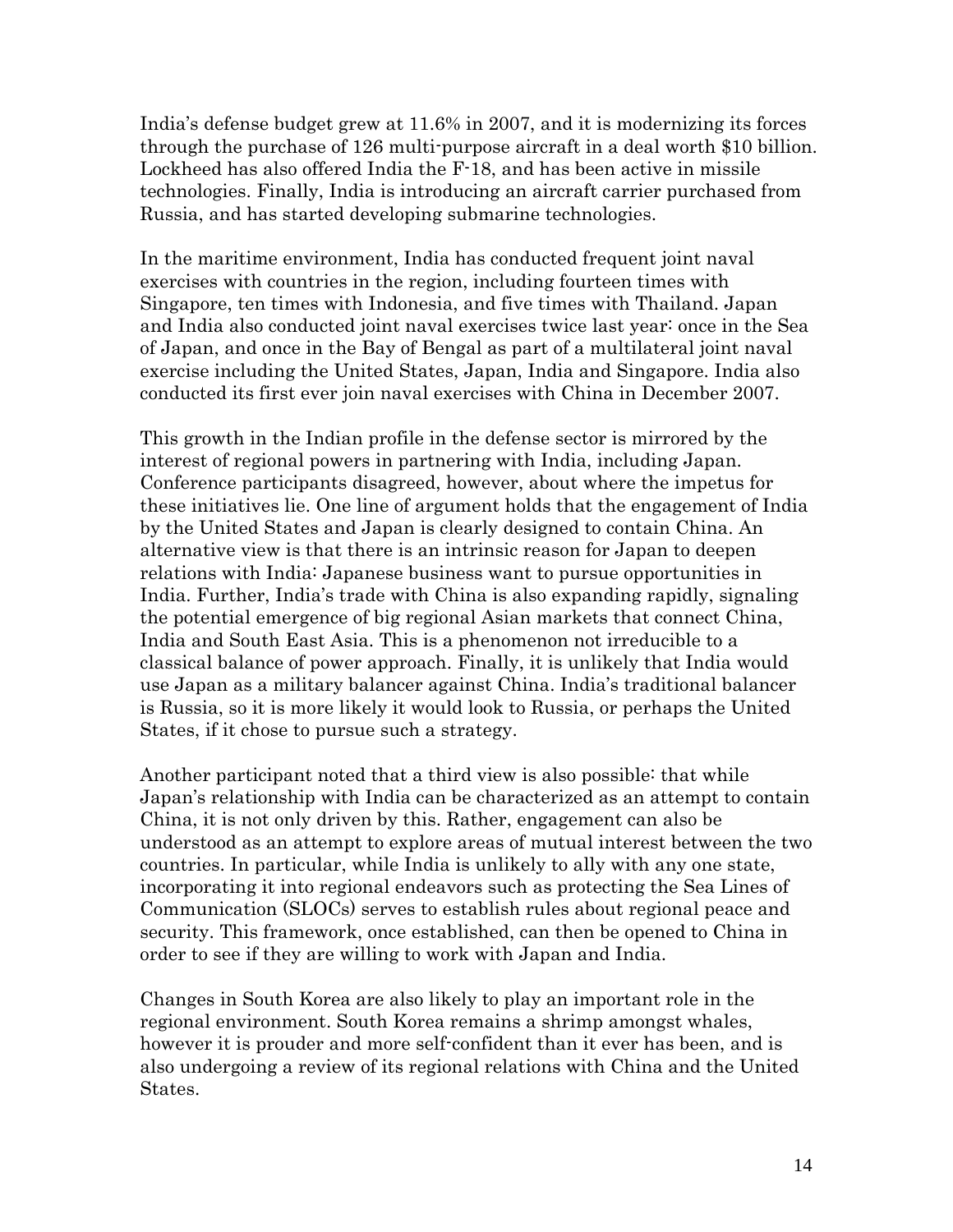India's defense budget grew at 11.6% in 2007, and it is modernizing its forces through the purchase of 126 multi-purpose aircraft in a deal worth $10 billion. Lockheed has also offered India the F-18, and has been active in missile technologies. Finally, India is introducing an aircraft carrier purchased from Russia, and has started developing submarine technologies.

In the maritime environment, India has conducted frequent joint naval exercises with countries in the region, including fourteen times with Singapore, ten times with Indonesia, and five times with Thailand. Japan and India also conducted joint naval exercises twice last year: once in the Sea of Japan, and once in the Bay of Bengal as part of a multilateral joint naval exercise including the United States, Japan, India and Singapore. India also conducted its first ever join naval exercises with China in December 2007.

This growth in the Indian profile in the defense sector is mirrored by the interest of regional powers in partnering with India, including Japan. Conference participants disagreed, however, about where the impetus for these initiatives lie. One line of argument holds that the engagement of India by the United States and Japan is clearly designed to contain China. An alternative view is that there is an intrinsic reason for Japan to deepen relations with India: Japanese business want to pursue opportunities in India. Further, India's trade with China is also expanding rapidly, signaling the potential emergence of big regional Asian markets that connect China, India and South East Asia. This is a phenomenon not irreducible to a classical balance of power approach. Finally, it is unlikely that India would use Japan as a military balancer against China. India's traditional balancer is Russia, so it is more likely it would look to Russia, or perhaps the United States, if it chose to pursue such a strategy.

Another participant noted that a third view is also possible: that while Japan's relationship with India can be characterized as an attempt to contain China, it is not only driven by this. Rather, engagement can also be understood as an attempt to explore areas of mutual interest between the two countries. In particular, while India is unlikely to ally with any one state, incorporating it into regional endeavors such as protecting the Sea Lines of Communication (SLOCs) serves to establish rules about regional peace and security. This framework, once established, can then be opened to China in order to see if they are willing to work with Japan and India.

Changes in South Korea are also likely to play an important role in the regional environment. South Korea remains a shrimp amongst whales, however it is prouder and more self-confident than it ever has been, and is also undergoing a review of its regional relations with China and the United States.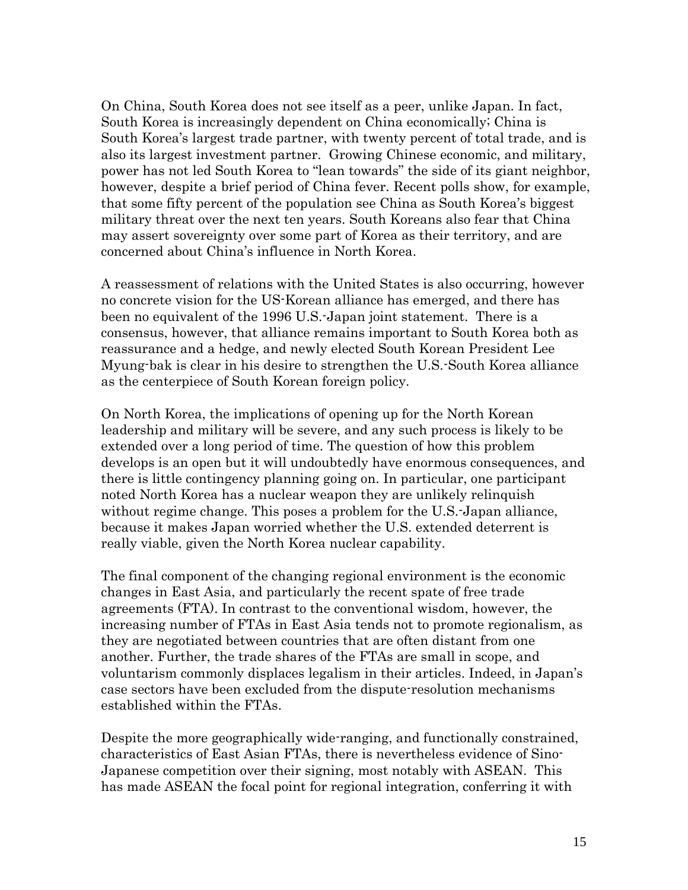On China, South Korea does not see itself as a peer, unlike Japan. In fact, South Korea is increasingly dependent on China economically; China is South Korea's largest trade partner, with twenty percent of total trade, and is also its largest investment partner. Growing Chinese economic, and military, power has not led South Korea to "lean towards" the side of its giant neighbor, however, despite a brief period of China fever. Recent polls show, for example, that some fifty percent of the population see China as South Korea's biggest military threat over the next ten years. South Koreans also fear that China may assert sovereignty over some part of Korea as their territory, and are concerned about China's influence in North Korea.

A reassessment of relations with the United States is also occurring, however no concrete vision for the US-Korean alliance has emerged, and there has been no equivalent of the 1996 U.S.-Japan joint statement. There is a consensus, however, that alliance remains important to South Korea both as reassurance and a hedge, and newly elected South Korean President Lee Myung-bak is clear in his desire to strengthen the U.S.-South Korea alliance as the centerpiece of South Korean foreign policy.

On North Korea, the implications of opening up for the North Korean leadership and military will be severe, and any such process is likely to be extended over a long period of time. The question of how this problem develops is an open but it will undoubtedly have enormous consequences, and there is little contingency planning going on. In particular, one participant noted North Korea has a nuclear weapon they are unlikely relinquish without regime change. This poses a problem for the U.S.-Japan alliance, because it makes Japan worried whether the U.S. extended deterrent is really viable, given the North Korea nuclear capability.

The final component of the changing regional environment is the economic changes in East Asia, and particularly the recent spate of free trade agreements (FTA). In contrast to the conventional wisdom, however, the increasing number of FTAs in East Asia tends not to promote regionalism, as they are negotiated between countries that are often distant from one another. Further, the trade shares of the FTAs are small in scope, and voluntarism commonly displaces legalism in their articles. Indeed, in Japan's case sectors have been excluded from the dispute-resolution mechanisms established within the FTAs.

Despite the more geographically wide-ranging, and functionally constrained, characteristics of East Asian FTAs, there is nevertheless evidence of Sino-Japanese competition over their signing, most notably with ASEAN. This has made ASEAN the focal point for regional integration, conferring it with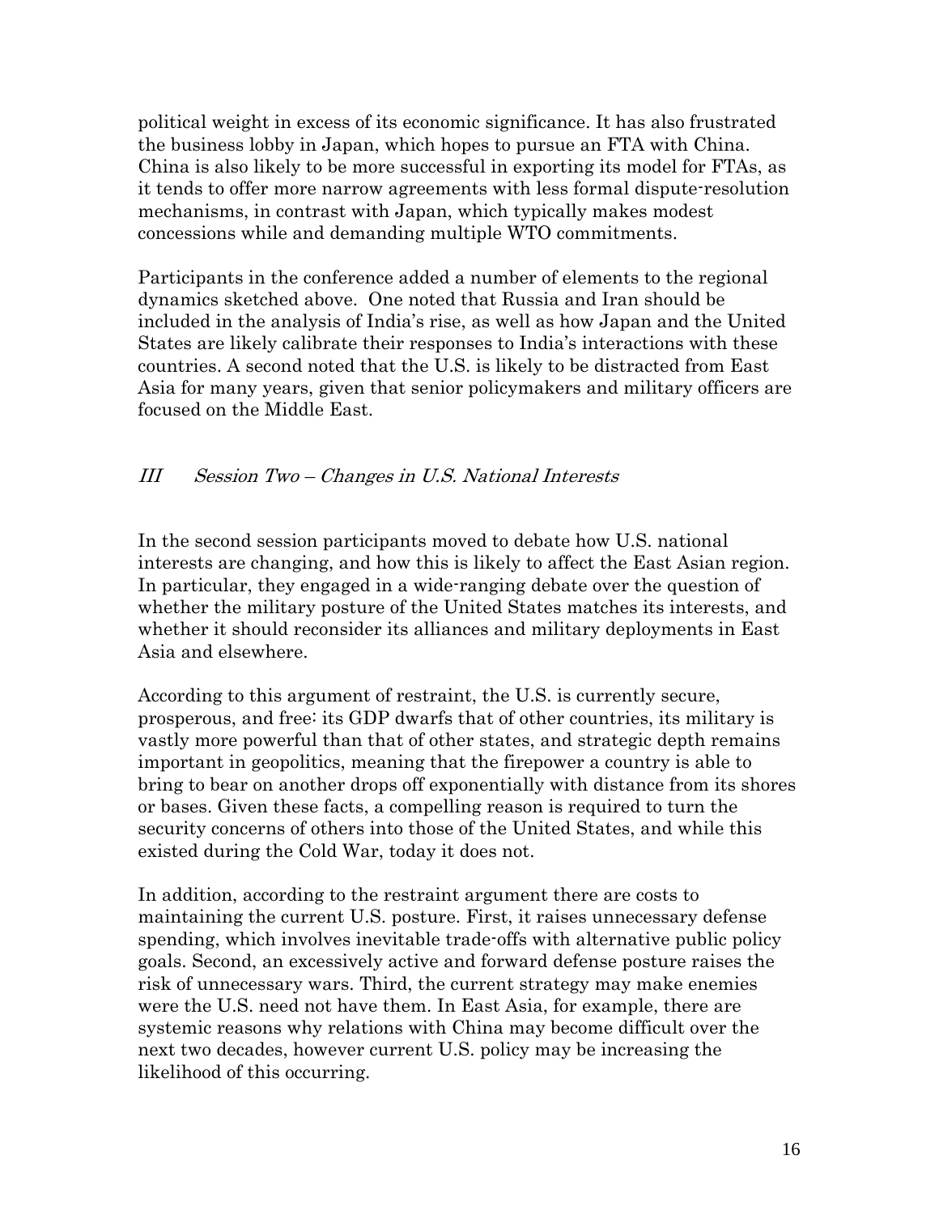political weight in excess of its economic significance. It has also frustrated the business lobby in Japan, which hopes to pursue an FTA with China. China is also likely to be more successful in exporting its model for FTAs, as it tends to offer more narrow agreements with less formal dispute-resolution mechanisms, in contrast with Japan, which typically makes modest concessions while and demanding multiple WTO commitments.

Participants in the conference added a number of elements to the regional dynamics sketched above. One noted that Russia and Iran should be included in the analysis of India's rise, as well as how Japan and the United States are likely calibrate their responses to India's interactions with these countries. A second noted that the U.S. is likely to be distracted from East Asia for many years, given that senior policymakers and military officers are focused on the Middle East.

## *III Session Two – Changes in U.S. National Interests*

In the second session participants moved to debate how U.S. national interests are changing, and how this is likely to affect the East Asian region. In particular, they engaged in a wide-ranging debate over the question of whether the military posture of the United States matches its interests, and whether it should reconsider its alliances and military deployments in East Asia and elsewhere.

According to this argument of restraint, the U.S. is currently secure, prosperous, and free: its GDP dwarfs that of other countries, its military is vastly more powerful than that of other states, and strategic depth remains important in geopolitics, meaning that the firepower a country is able to bring to bear on another drops off exponentially with distance from its shores or bases. Given these facts, a compelling reason is required to turn the security concerns of others into those of the United States, and while this existed during the Cold War, today it does not.

In addition, according to the restraint argument there are costs to maintaining the current U.S. posture. First, it raises unnecessary defense spending, which involves inevitable trade-offs with alternative public policy goals. Second, an excessively active and forward defense posture raises the risk of unnecessary wars. Third, the current strategy may make enemies were the U.S. need not have them. In East Asia, for example, there are systemic reasons why relations with China may become difficult over the next two decades, however current U.S. policy may be increasing the likelihood of this occurring.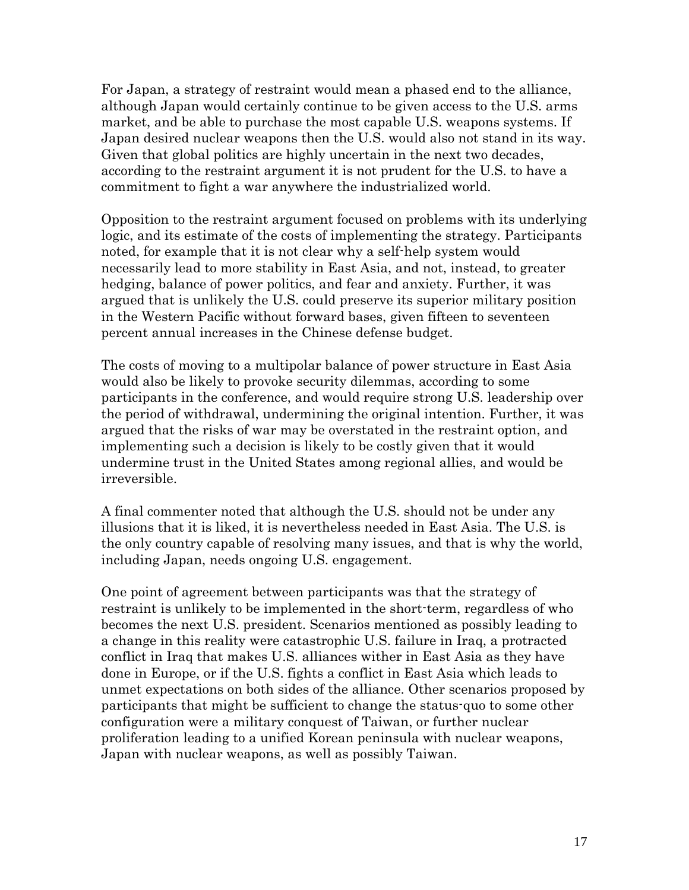For Japan, a strategy of restraint would mean a phased end to the alliance, although Japan would certainly continue to be given access to the U.S. arms market, and be able to purchase the most capable U.S. weapons systems. If Japan desired nuclear weapons then the U.S. would also not stand in its way. Given that global politics are highly uncertain in the next two decades, according to the restraint argument it is not prudent for the U.S. to have a commitment to fight a war anywhere the industrialized world.

Opposition to the restraint argument focused on problems with its underlying logic, and its estimate of the costs of implementing the strategy. Participants noted, for example that it is not clear why a self-help system would necessarily lead to more stability in East Asia, and not, instead, to greater hedging, balance of power politics, and fear and anxiety. Further, it was argued that is unlikely the U.S. could preserve its superior military position in the Western Pacific without forward bases, given fifteen to seventeen percent annual increases in the Chinese defense budget.

The costs of moving to a multipolar balance of power structure in East Asia would also be likely to provoke security dilemmas, according to some participants in the conference, and would require strong U.S. leadership over the period of withdrawal, undermining the original intention. Further, it was argued that the risks of war may be overstated in the restraint option, and implementing such a decision is likely to be costly given that it would undermine trust in the United States among regional allies, and would be irreversible.

A final commenter noted that although the U.S. should not be under any illusions that it is liked, it is nevertheless needed in East Asia. The U.S. is the only country capable of resolving many issues, and that is why the world, including Japan, needs ongoing U.S. engagement.

One point of agreement between participants was that the strategy of restraint is unlikely to be implemented in the short-term, regardless of who becomes the next U.S. president. Scenarios mentioned as possibly leading to a change in this reality were catastrophic U.S. failure in Iraq, a protracted conflict in Iraq that makes U.S. alliances wither in East Asia as they have done in Europe, or if the U.S. fights a conflict in East Asia which leads to unmet expectations on both sides of the alliance. Other scenarios proposed by participants that might be sufficient to change the status-quo to some other configuration were a military conquest of Taiwan, or further nuclear proliferation leading to a unified Korean peninsula with nuclear weapons, Japan with nuclear weapons, as well as possibly Taiwan.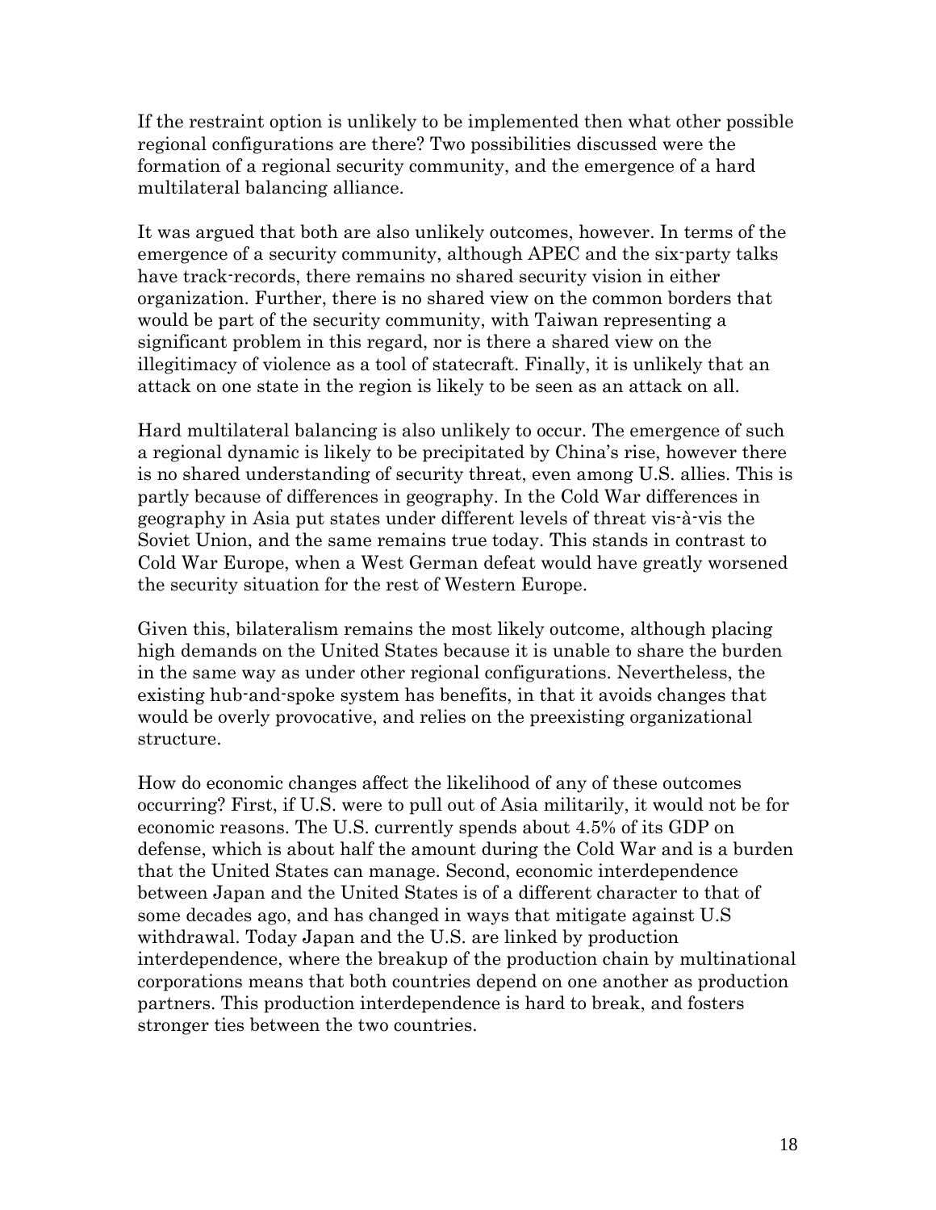If the restraint option is unlikely to be implemented then what other possible regional configurations are there? Two possibilities discussed were the formation of a regional security community, and the emergence of a hard multilateral balancing alliance.

It was argued that both are also unlikely outcomes, however. In terms of the emergence of a security community, although APEC and the six-party talks have track-records, there remains no shared security vision in either organization. Further, there is no shared view on the common borders that would be part of the security community, with Taiwan representing a significant problem in this regard, nor is there a shared view on the illegitimacy of violence as a tool of statecraft. Finally, it is unlikely that an attack on one state in the region is likely to be seen as an attack on all.

Hard multilateral balancing is also unlikely to occur. The emergence of such a regional dynamic is likely to be precipitated by China's rise, however there is no shared understanding of security threat, even among U.S. allies. This is partly because of differences in geography. In the Cold War differences in geography in Asia put states under different levels of threat vis-à-vis the Soviet Union, and the same remains true today. This stands in contrast to Cold War Europe, when a West German defeat would have greatly worsened the security situation for the rest of Western Europe.

Given this, bilateralism remains the most likely outcome, although placing high demands on the United States because it is unable to share the burden in the same way as under other regional configurations. Nevertheless, the existing hub-and-spoke system has benefits, in that it avoids changes that would be overly provocative, and relies on the preexisting organizational structure.

How do economic changes affect the likelihood of any of these outcomes occurring? First, if U.S. were to pull out of Asia militarily, it would not be for economic reasons. The U.S. currently spends about 4.5% of its GDP on defense, which is about half the amount during the Cold War and is a burden that the United States can manage. Second, economic interdependence between Japan and the United States is of a different character to that of some decades ago, and has changed in ways that mitigate against U.S withdrawal. Today Japan and the U.S. are linked by production interdependence, where the breakup of the production chain by multinational corporations means that both countries depend on one another as production partners. This production interdependence is hard to break, and fosters stronger ties between the two countries.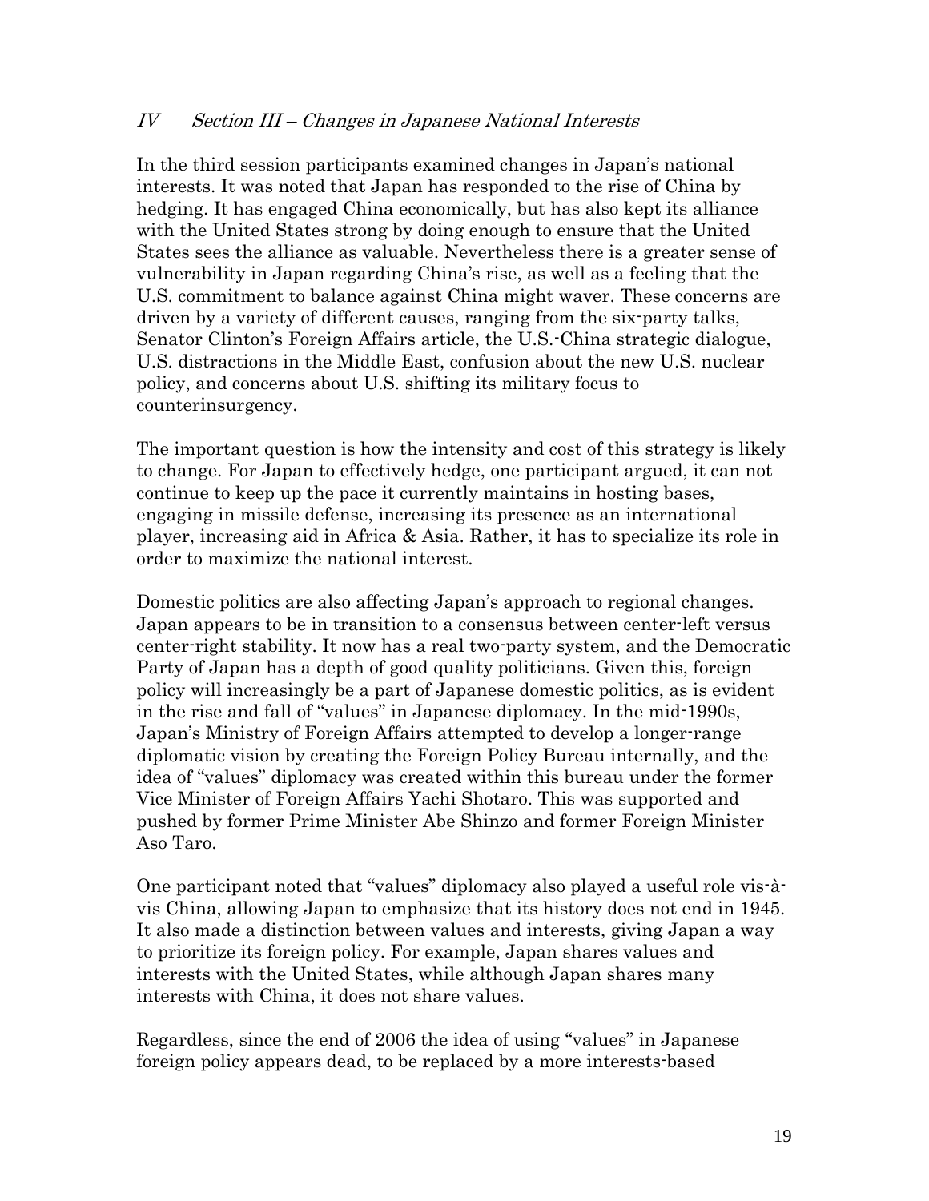## *IV Section III – Changes in Japanese National Interests*

In the third session participants examined changes in Japan's national interests. It was noted that Japan has responded to the rise of China by hedging. It has engaged China economically, but has also kept its alliance with the United States strong by doing enough to ensure that the United States sees the alliance as valuable. Nevertheless there is a greater sense of vulnerability in Japan regarding China's rise, as well as a feeling that the U.S. commitment to balance against China might waver. These concerns are driven by a variety of different causes, ranging from the six-party talks, Senator Clinton's Foreign Affairs article, the U.S.-China strategic dialogue, U.S. distractions in the Middle East, confusion about the new U.S. nuclear policy, and concerns about U.S. shifting its military focus to counterinsurgency.

The important question is how the intensity and cost of this strategy is likely to change. For Japan to effectively hedge, one participant argued, it can not continue to keep up the pace it currently maintains in hosting bases, engaging in missile defense, increasing its presence as an international player, increasing aid in Africa & Asia. Rather, it has to specialize its role in order to maximize the national interest.

Domestic politics are also affecting Japan's approach to regional changes. Japan appears to be in transition to a consensus between center-left versus center-right stability. It now has a real two-party system, and the Democratic Party of Japan has a depth of good quality politicians. Given this, foreign policy will increasingly be a part of Japanese domestic politics, as is evident in the rise and fall of "values" in Japanese diplomacy. In the mid-1990s, Japan's Ministry of Foreign Affairs attempted to develop a longer-range diplomatic vision by creating the Foreign Policy Bureau internally, and the idea of "values" diplomacy was created within this bureau under the former Vice Minister of Foreign Affairs Yachi Shotaro. This was supported and pushed by former Prime Minister Abe Shinzo and former Foreign Minister Aso Taro.

One participant noted that "values" diplomacy also played a useful role vis-à-vis China, allowing Japan to emphasize that its history does not end in 1945. It also made a distinction between values and interests, giving Japan a way to prioritize its foreign policy. For example, Japan shares values and interests with the United States, while although Japan shares many interests with China, it does not share values.

Regardless, since the end of 2006 the idea of using "values" in Japanese foreign policy appears dead, to be replaced by a more interests-based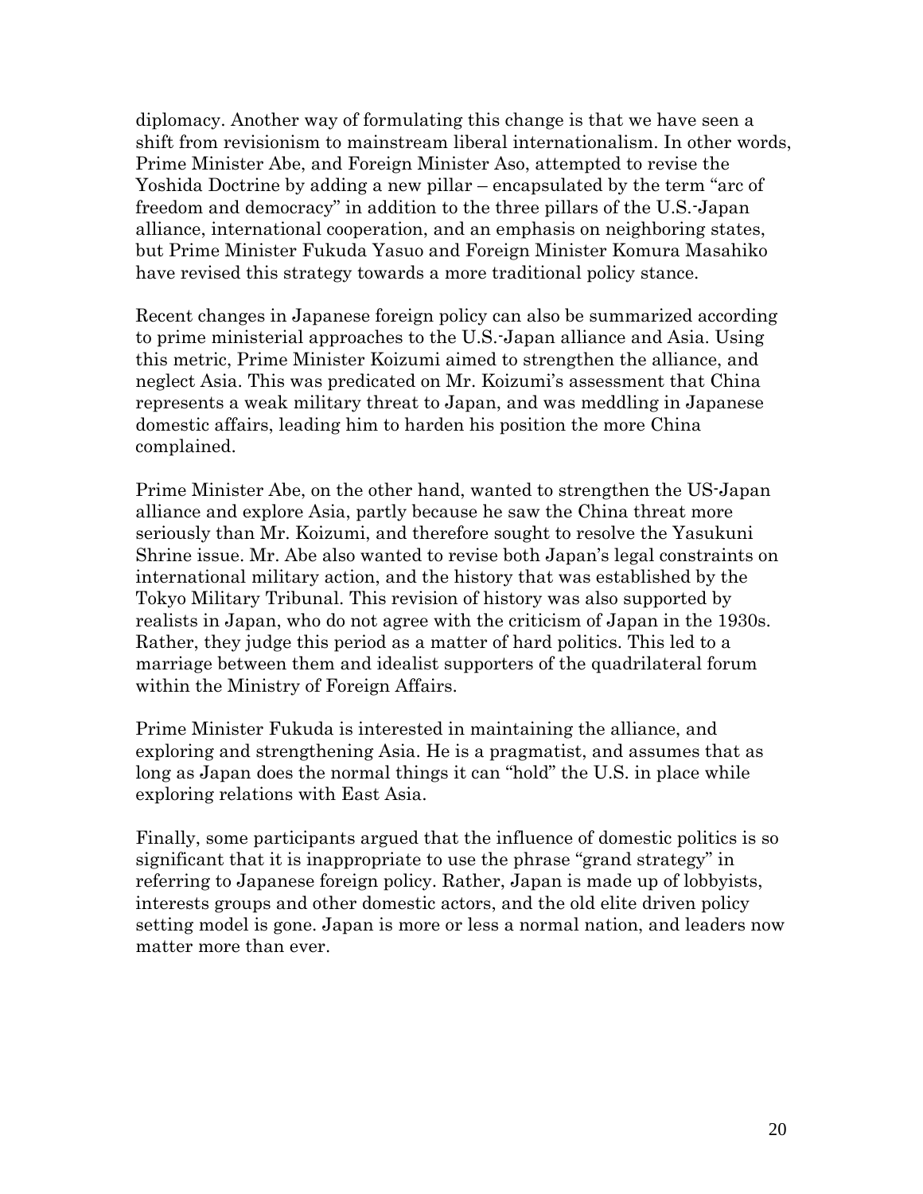diplomacy. Another way of formulating this change is that we have seen a shift from revisionism to mainstream liberal internationalism. In other words, Prime Minister Abe, and Foreign Minister Aso, attempted to revise the Yoshida Doctrine by adding a new pillar – encapsulated by the term "arc of freedom and democracy" in addition to the three pillars of the U.S.-Japan alliance, international cooperation, and an emphasis on neighboring states, but Prime Minister Fukuda Yasuo and Foreign Minister Komura Masahiko have revised this strategy towards a more traditional policy stance.

Recent changes in Japanese foreign policy can also be summarized according to prime ministerial approaches to the U.S.-Japan alliance and Asia. Using this metric, Prime Minister Koizumi aimed to strengthen the alliance, and neglect Asia. This was predicated on Mr. Koizumi's assessment that China represents a weak military threat to Japan, and was meddling in Japanese domestic affairs, leading him to harden his position the more China complained.

Prime Minister Abe, on the other hand, wanted to strengthen the US-Japan alliance and explore Asia, partly because he saw the China threat more seriously than Mr. Koizumi, and therefore sought to resolve the Yasukuni Shrine issue. Mr. Abe also wanted to revise both Japan's legal constraints on international military action, and the history that was established by the Tokyo Military Tribunal. This revision of history was also supported by realists in Japan, who do not agree with the criticism of Japan in the 1930s. Rather, they judge this period as a matter of hard politics. This led to a marriage between them and idealist supporters of the quadrilateral forum within the Ministry of Foreign Affairs.

Prime Minister Fukuda is interested in maintaining the alliance, and exploring and strengthening Asia. He is a pragmatist, and assumes that as long as Japan does the normal things it can "hold" the U.S. in place while exploring relations with East Asia.

Finally, some participants argued that the influence of domestic politics is so significant that it is inappropriate to use the phrase "grand strategy" in referring to Japanese foreign policy. Rather, Japan is made up of lobbyists, interests groups and other domestic actors, and the old elite driven policy setting model is gone. Japan is more or less a normal nation, and leaders now matter more than ever.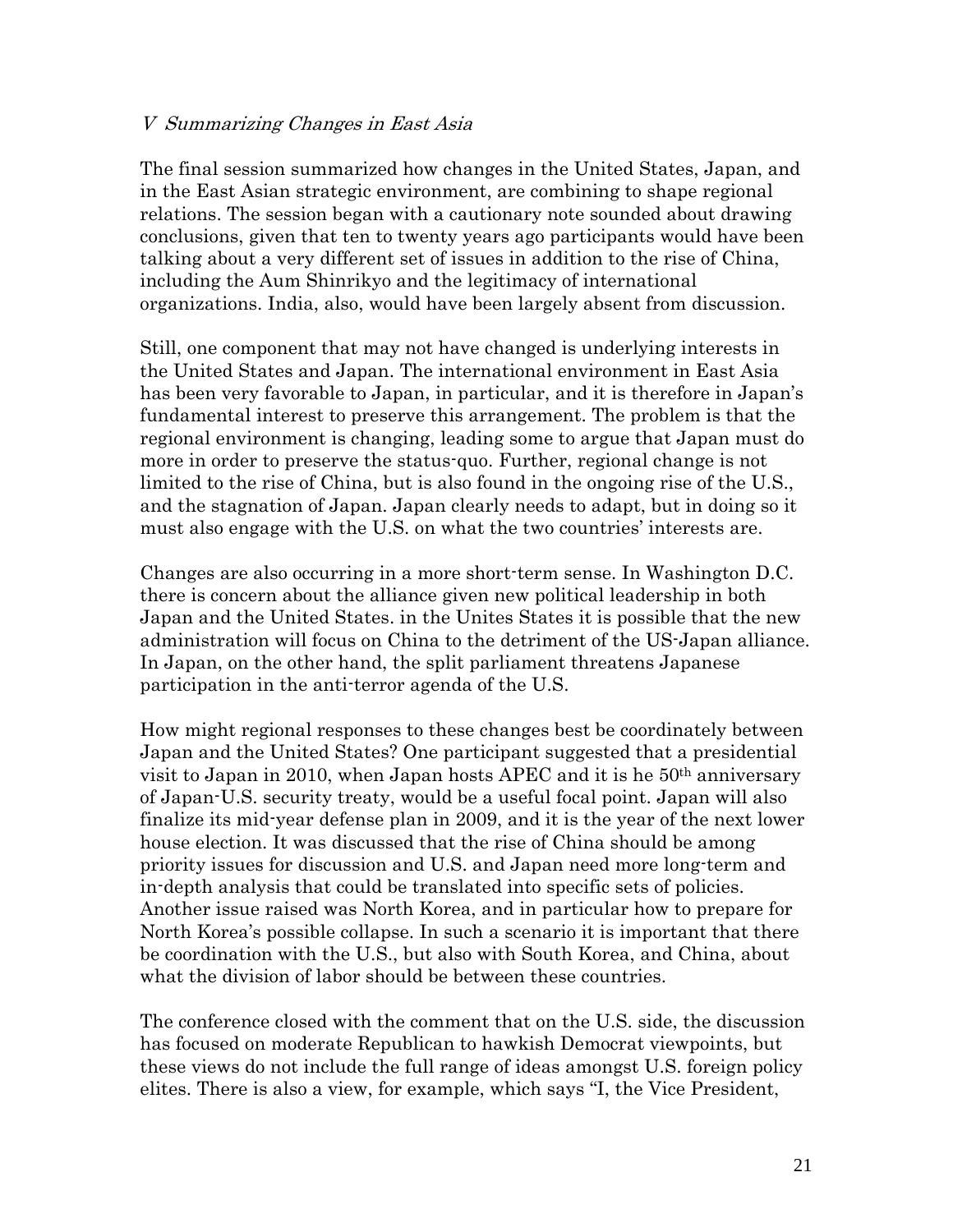### *V Summarizing Changes in East Asia*

The final session summarized how changes in the United States, Japan, and in the East Asian strategic environment, are combining to shape regional relations. The session began with a cautionary note sounded about drawing conclusions, given that ten to twenty years ago participants would have been talking about a very different set of issues in addition to the rise of China, including the Aum Shinrikyo and the legitimacy of international organizations. India, also, would have been largely absent from discussion.

Still, one component that may not have changed is underlying interests in the United States and Japan. The international environment in East Asia has been very favorable to Japan, in particular, and it is therefore in Japan's fundamental interest to preserve this arrangement. The problem is that the regional environment is changing, leading some to argue that Japan must do more in order to preserve the status-quo. Further, regional change is not limited to the rise of China, but is also found in the ongoing rise of the U.S., and the stagnation of Japan. Japan clearly needs to adapt, but in doing so it must also engage with the U.S. on what the two countries' interests are.

Changes are also occurring in a more short-term sense. In Washington D.C. there is concern about the alliance given new political leadership in both Japan and the United States. in the Unites States it is possible that the new administration will focus on China to the detriment of the US-Japan alliance. In Japan, on the other hand, the split parliament threatens Japanese participation in the anti-terror agenda of the U.S.

How might regional responses to these changes best be coordinately between Japan and the United States? One participant suggested that a presidential visit to Japan in 2010, when Japan hosts APEC and it is he 50th anniversary of Japan-U.S. security treaty, would be a useful focal point. Japan will also finalize its mid-year defense plan in 2009, and it is the year of the next lower house election. It was discussed that the rise of China should be among priority issues for discussion and U.S. and Japan need more long-term and in-depth analysis that could be translated into specific sets of policies. Another issue raised was North Korea, and in particular how to prepare for North Korea's possible collapse. In such a scenario it is important that there be coordination with the U.S., but also with South Korea, and China, about what the division of labor should be between these countries.

The conference closed with the comment that on the U.S. side, the discussion has focused on moderate Republican to hawkish Democrat viewpoints, but these views do not include the full range of ideas amongst U.S. foreign policy elites. There is also a view, for example, which says "I, the Vice President,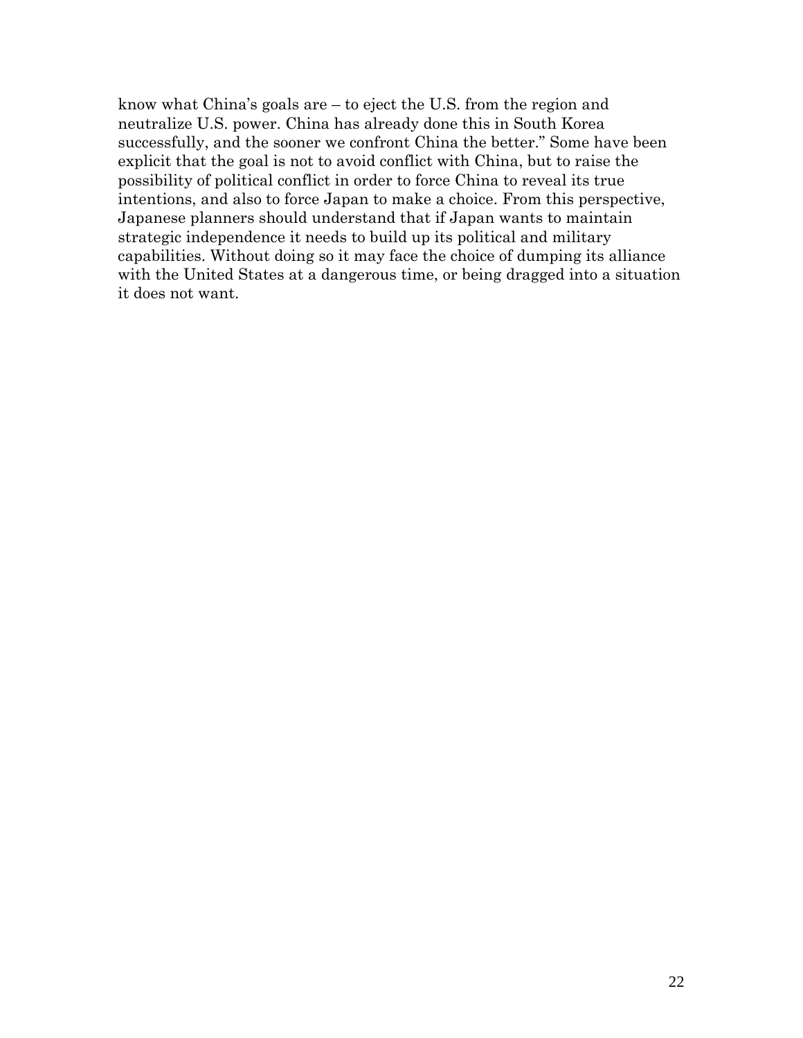know what China's goals are – to eject the U.S. from the region and neutralize U.S. power. China has already done this in South Korea successfully, and the sooner we confront China the better." Some have been explicit that the goal is not to avoid conflict with China, but to raise the possibility of political conflict in order to force China to reveal its true intentions, and also to force Japan to make a choice. From this perspective, Japanese planners should understand that if Japan wants to maintain strategic independence it needs to build up its political and military capabilities. Without doing so it may face the choice of dumping its alliance with the United States at a dangerous time, or being dragged into a situation it does not want.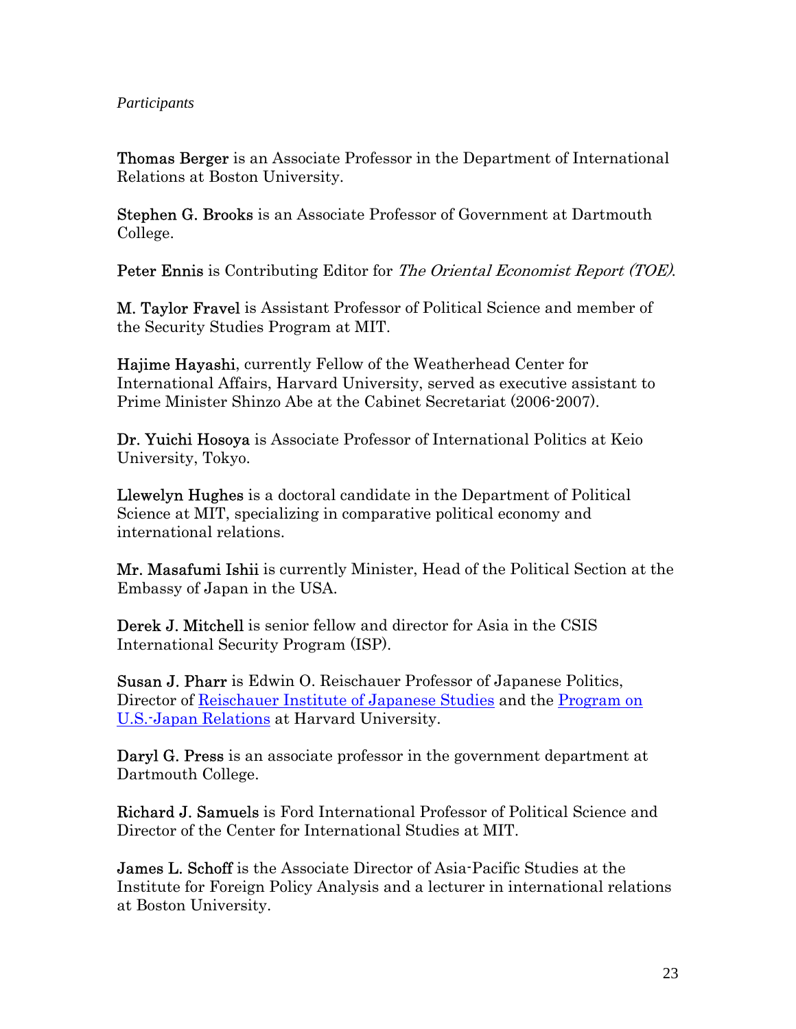*Participants*

**Thomas Berger** is an Associate Professor in the Department of International Relations at Boston University.

**Stephen G. Brooks** is an Associate Professor of Government at Dartmouth College.

**Peter Ennis** is Contributing Editor for *The Oriental Economist Report (TOE)*.

**M. Taylor Fravel** is Assistant Professor of Political Science and member of the Security Studies Program at MIT.

**Hajime Hayashi**, currently Fellow of the Weatherhead Center for International Affairs, Harvard University, served as executive assistant to Prime Minister Shinzo Abe at the Cabinet Secretariat (2006-2007).

**Dr. Yuichi Hosoya** is Associate Professor of International Politics at Keio University, Tokyo.

**Llewelyn Hughes** is a doctoral candidate in the Department of Political Science at MIT, specializing in comparative political economy and international relations.

**Mr. Masafumi Ishii** is currently Minister, Head of the Political Section at the Embassy of Japan in the USA.

**Derek J. Mitchell** is senior fellow and director for Asia in the CSIS International Security Program (ISP).

**Susan J. Pharr** is Edwin O. Reischauer Professor of Japanese Politics, Director of Reischauer Institute of Japanese Studies and the Program on U.S.-Japan Relations at Harvard University.

**Daryl G. Press** is an associate professor in the government department at Dartmouth College.

**Richard J. Samuels** is Ford International Professor of Political Science and Director of the Center for International Studies at MIT.

**James L. Schoff** is the Associate Director of Asia-Pacific Studies at the Institute for Foreign Policy Analysis and a lecturer in international relations at Boston University.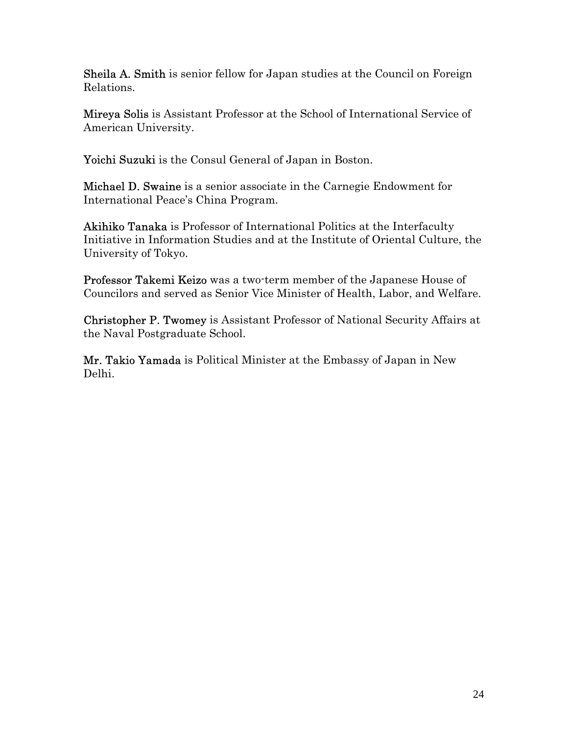**Sheila A. Smith** is senior fellow for Japan studies at the Council on Foreign Relations.

**Mireya Solis** is Assistant Professor at the School of International Service of American University.

**Yoichi Suzuki** is the Consul General of Japan in Boston.

**Michael D. Swaine** is a senior associate in the Carnegie Endowment for International Peace's China Program.

**Akihiko Tanaka** is Professor of International Politics at the Interfaculty Initiative in Information Studies and at the Institute of Oriental Culture, the University of Tokyo.

**Professor Takemi Keizo** was a two-term member of the Japanese House of Councilors and served as Senior Vice Minister of Health, Labor, and Welfare.

**Christopher P. Twomey** is Assistant Professor of National Security Affairs at the Naval Postgraduate School.

**Mr. Takio Yamada** is Political Minister at the Embassy of Japan in New Delhi.